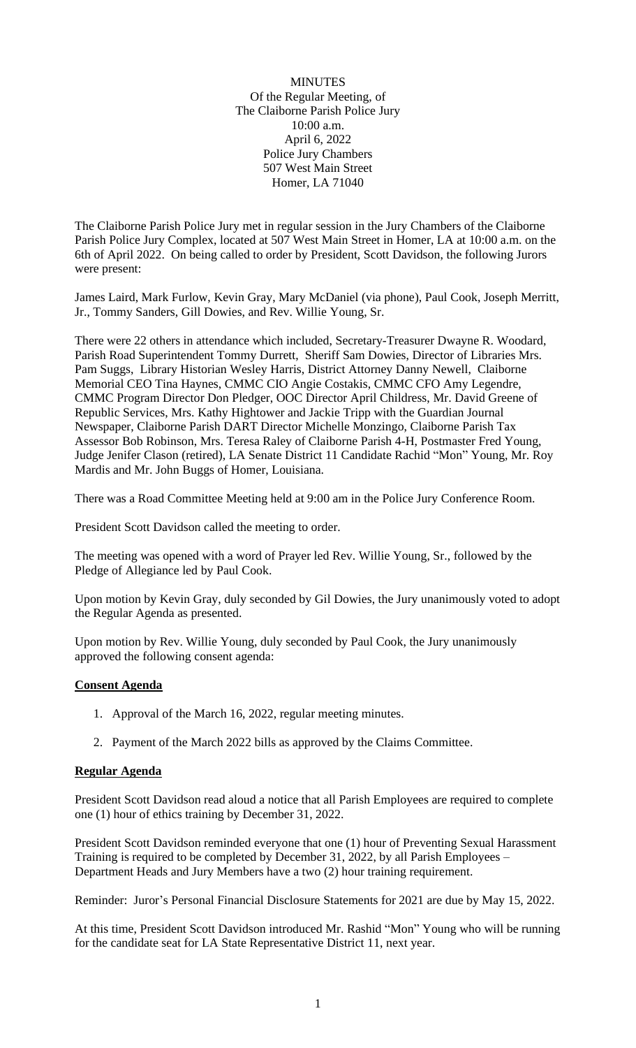MINUTES
Of the Regular Meeting, of
The Claiborne Parish Police Jury
10:00 a.m.
April 6, 2022
Police Jury Chambers
507 West Main Street
Homer, LA 71040

The Claiborne Parish Police Jury met in regular session in the Jury Chambers of the Claiborne Parish Police Jury Complex, located at 507 West Main Street in Homer, LA at 10:00 a.m. on the 6th of April 2022. On being called to order by President, Scott Davidson, the following Jurors were present:

James Laird, Mark Furlow, Kevin Gray, Mary McDaniel (via phone), Paul Cook, Joseph Merritt, Jr., Tommy Sanders, Gill Dowies, and Rev. Willie Young, Sr.

There were 22 others in attendance which included, Secretary-Treasurer Dwayne R. Woodard, Parish Road Superintendent Tommy Durrett, Sheriff Sam Dowies, Director of Libraries Mrs. Pam Suggs, Library Historian Wesley Harris, District Attorney Danny Newell, Claiborne Memorial CEO Tina Haynes, CMMC CIO Angie Costakis, CMMC CFO Amy Legendre, CMMC Program Director Don Pledger, OOC Director April Childress, Mr. David Greene of Republic Services, Mrs. Kathy Hightower and Jackie Tripp with the Guardian Journal Newspaper, Claiborne Parish DART Director Michelle Monzingo, Claiborne Parish Tax Assessor Bob Robinson, Mrs. Teresa Raley of Claiborne Parish 4-H, Postmaster Fred Young, Judge Jenifer Clason (retired), LA Senate District 11 Candidate Rachid "Mon" Young, Mr. Roy Mardis and Mr. John Buggs of Homer, Louisiana.

There was a Road Committee Meeting held at 9:00 am in the Police Jury Conference Room.

President Scott Davidson called the meeting to order.

The meeting was opened with a word of Prayer led Rev. Willie Young, Sr., followed by the Pledge of Allegiance led by Paul Cook.

Upon motion by Kevin Gray, duly seconded by Gil Dowies, the Jury unanimously voted to adopt the Regular Agenda as presented.

Upon motion by Rev. Willie Young, duly seconded by Paul Cook, the Jury unanimously approved the following consent agenda:

**Consent Agenda**

1. Approval of the March 16, 2022, regular meeting minutes.
2. Payment of the March 2022 bills as approved by the Claims Committee.

**Regular Agenda**

President Scott Davidson read aloud a notice that all Parish Employees are required to complete one (1) hour of ethics training by December 31, 2022.

President Scott Davidson reminded everyone that one (1) hour of Preventing Sexual Harassment Training is required to be completed by December 31, 2022, by all Parish Employees – Department Heads and Jury Members have a two (2) hour training requirement.

Reminder: Juror's Personal Financial Disclosure Statements for 2021 are due by May 15, 2022.

At this time, President Scott Davidson introduced Mr. Rashid "Mon" Young who will be running for the candidate seat for LA State Representative District 11, next year.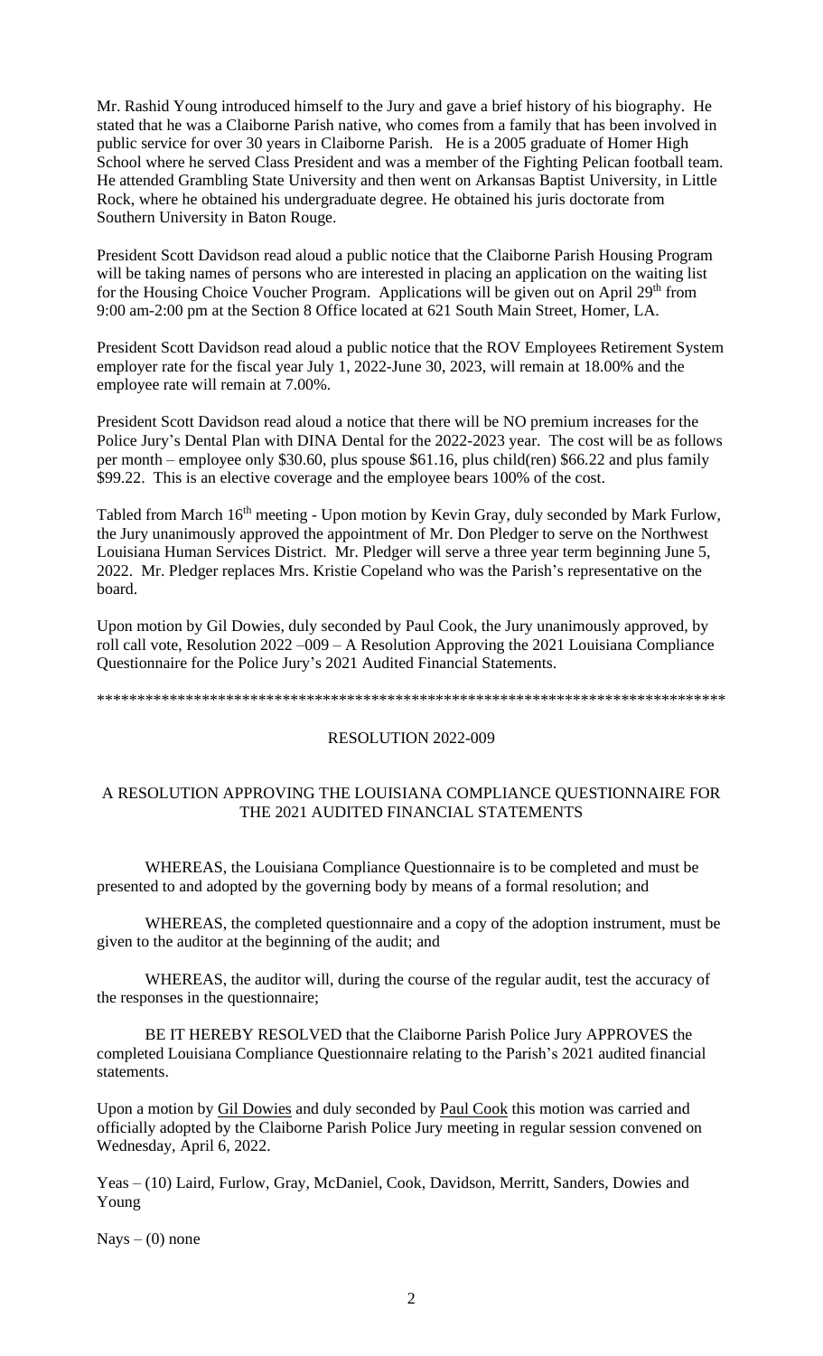Mr. Rashid Young introduced himself to the Jury and gave a brief history of his biography. He stated that he was a Claiborne Parish native, who comes from a family that has been involved in public service for over 30 years in Claiborne Parish. He is a 2005 graduate of Homer High School where he served Class President and was a member of the Fighting Pelican football team. He attended Grambling State University and then went on Arkansas Baptist University, in Little Rock, where he obtained his undergraduate degree. He obtained his juris doctorate from Southern University in Baton Rouge.

President Scott Davidson read aloud a public notice that the Claiborne Parish Housing Program will be taking names of persons who are interested in placing an application on the waiting list for the Housing Choice Voucher Program. Applications will be given out on April 29th from 9:00 am-2:00 pm at the Section 8 Office located at 621 South Main Street, Homer, LA.

President Scott Davidson read aloud a public notice that the ROV Employees Retirement System employer rate for the fiscal year July 1, 2022-June 30, 2023, will remain at 18.00% and the employee rate will remain at 7.00%.

President Scott Davidson read aloud a notice that there will be NO premium increases for the Police Jury's Dental Plan with DINA Dental for the 2022-2023 year. The cost will be as follows per month – employee only $30.60, plus spouse $61.16, plus child(ren) $66.22 and plus family $99.22. This is an elective coverage and the employee bears 100% of the cost.

Tabled from March 16th meeting - Upon motion by Kevin Gray, duly seconded by Mark Furlow, the Jury unanimously approved the appointment of Mr. Don Pledger to serve on the Northwest Louisiana Human Services District. Mr. Pledger will serve a three year term beginning June 5, 2022. Mr. Pledger replaces Mrs. Kristie Copeland who was the Parish's representative on the board.

Upon motion by Gil Dowies, duly seconded by Paul Cook, the Jury unanimously approved, by roll call vote, Resolution 2022 –009 – A Resolution Approving the 2021 Louisiana Compliance Questionnaire for the Police Jury's 2021 Audited Financial Statements.

*******************************************************************************

RESOLUTION 2022-009

A RESOLUTION APPROVING THE LOUISIANA COMPLIANCE QUESTIONNAIRE FOR THE 2021 AUDITED FINANCIAL STATEMENTS

WHEREAS, the Louisiana Compliance Questionnaire is to be completed and must be presented to and adopted by the governing body by means of a formal resolution; and

WHEREAS, the completed questionnaire and a copy of the adoption instrument, must be given to the auditor at the beginning of the audit; and

WHEREAS, the auditor will, during the course of the regular audit, test the accuracy of the responses in the questionnaire;

BE IT HEREBY RESOLVED that the Claiborne Parish Police Jury APPROVES the completed Louisiana Compliance Questionnaire relating to the Parish's 2021 audited financial statements.

Upon a motion by Gil Dowies and duly seconded by Paul Cook this motion was carried and officially adopted by the Claiborne Parish Police Jury meeting in regular session convened on Wednesday, April 6, 2022.

Yeas – (10) Laird, Furlow, Gray, McDaniel, Cook, Davidson, Merritt, Sanders, Dowies and Young

Nays – (0) none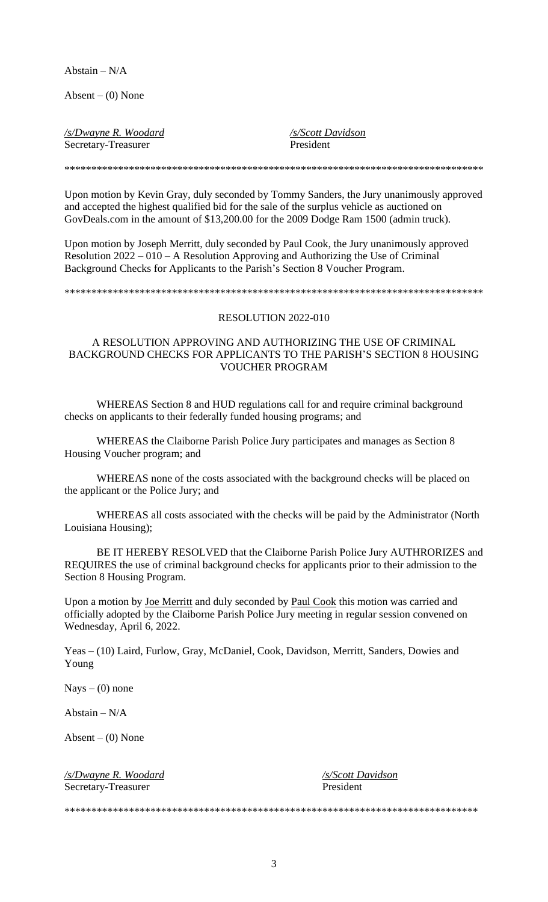Abstain – N/A

Absent – (0) None

*/s/Dwayne R. Woodard*
Secretary-Treasurer

*/s/Scott Davidson*
President

*******************************************************************************

Upon motion by Kevin Gray, duly seconded by Tommy Sanders, the Jury unanimously approved and accepted the highest qualified bid for the sale of the surplus vehicle as auctioned on GovDeals.com in the amount of $13,200.00 for the 2009 Dodge Ram 1500 (admin truck).

Upon motion by Joseph Merritt, duly seconded by Paul Cook, the Jury unanimously approved Resolution 2022 – 010 – A Resolution Approving and Authorizing the Use of Criminal Background Checks for Applicants to the Parish's Section 8 Voucher Program.

*******************************************************************************

RESOLUTION 2022-010

A RESOLUTION APPROVING AND AUTHORIZING THE USE OF CRIMINAL BACKGROUND CHECKS FOR APPLICANTS TO THE PARISH'S SECTION 8 HOUSING VOUCHER PROGRAM

WHEREAS Section 8 and HUD regulations call for and require criminal background checks on applicants to their federally funded housing programs; and

WHEREAS the Claiborne Parish Police Jury participates and manages as Section 8 Housing Voucher program; and

WHEREAS none of the costs associated with the background checks will be placed on the applicant or the Police Jury; and

WHEREAS all costs associated with the checks will be paid by the Administrator (North Louisiana Housing);

BE IT HEREBY RESOLVED that the Claiborne Parish Police Jury AUTHRORIZES and REQUIRES the use of criminal background checks for applicants prior to their admission to the Section 8 Housing Program.

Upon a motion by Joe Merritt and duly seconded by Paul Cook this motion was carried and officially adopted by the Claiborne Parish Police Jury meeting in regular session convened on Wednesday, April 6, 2022.

Yeas – (10) Laird, Furlow, Gray, McDaniel, Cook, Davidson, Merritt, Sanders, Dowies and Young

Nays – (0) none

Abstain – N/A

Absent – (0) None

*/s/Dwayne R. Woodard*
Secretary-Treasurer

*/s/Scott Davidson*
President

*******************************************************************************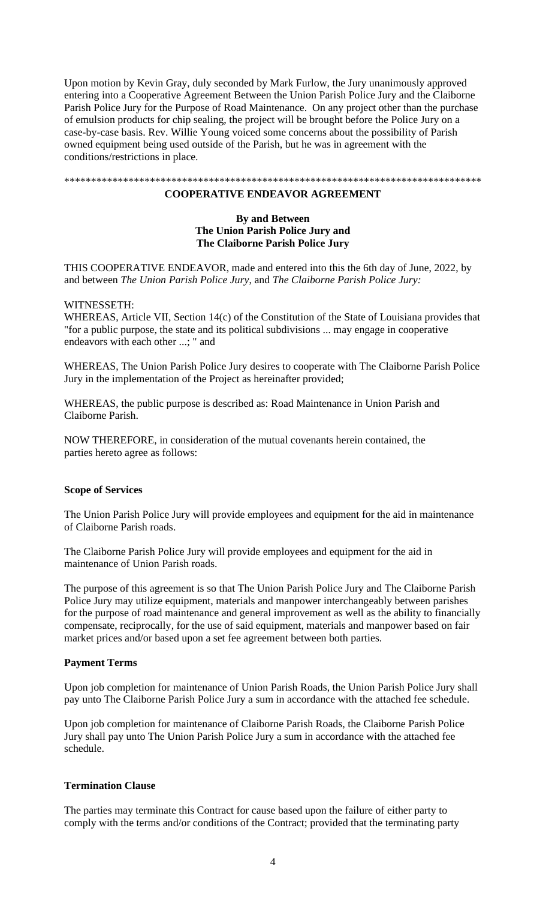Upon motion by Kevin Gray, duly seconded by Mark Furlow, the Jury unanimously approved entering into a Cooperative Agreement Between the Union Parish Police Jury and the Claiborne Parish Police Jury for the Purpose of Road Maintenance. On any project other than the purchase of emulsion products for chip sealing, the project will be brought before the Police Jury on a case-by-case basis. Rev. Willie Young voiced some concerns about the possibility of Parish owned equipment being used outside of the Parish, but he was in agreement with the conditions/restrictions in place.

******************************************************************************

**COOPERATIVE ENDEAVOR AGREEMENT**

**By and Between**
**The Union Parish Police Jury and**
**The Claiborne Parish Police Jury**

THIS COOPERATIVE ENDEAVOR, made and entered into this the 6th day of June, 2022, by and between *The Union Parish Police Jury*, and *The Claiborne Parish Police Jury:*

WITNESSETH:
WHEREAS, Article VII, Section 14(c) of the Constitution of the State of Louisiana provides that "for a public purpose, the state and its political subdivisions ... may engage in cooperative endeavors with each other ...; " and

WHEREAS, The Union Parish Police Jury desires to cooperate with The Claiborne Parish Police Jury in the implementation of the Project as hereinafter provided;

WHEREAS, the public purpose is described as: Road Maintenance in Union Parish and Claiborne Parish.

NOW THEREFORE, in consideration of the mutual covenants herein contained, the parties hereto agree as follows:

**Scope of Services**

The Union Parish Police Jury will provide employees and equipment for the aid in maintenance of Claiborne Parish roads.

The Claiborne Parish Police Jury will provide employees and equipment for the aid in maintenance of Union Parish roads.

The purpose of this agreement is so that The Union Parish Police Jury and The Claiborne Parish Police Jury may utilize equipment, materials and manpower interchangeably between parishes for the purpose of road maintenance and general improvement as well as the ability to financially compensate, reciprocally, for the use of said equipment, materials and manpower based on fair market prices and/or based upon a set fee agreement between both parties.

**Payment Terms**

Upon job completion for maintenance of Union Parish Roads, the Union Parish Police Jury shall pay unto The Claiborne Parish Police Jury a sum in accordance with the attached fee schedule.

Upon job completion for maintenance of Claiborne Parish Roads, the Claiborne Parish Police Jury shall pay unto The Union Parish Police Jury a sum in accordance with the attached fee schedule.

**Termination Clause**

The parties may terminate this Contract for cause based upon the failure of either party to comply with the terms and/or conditions of the Contract; provided that the terminating party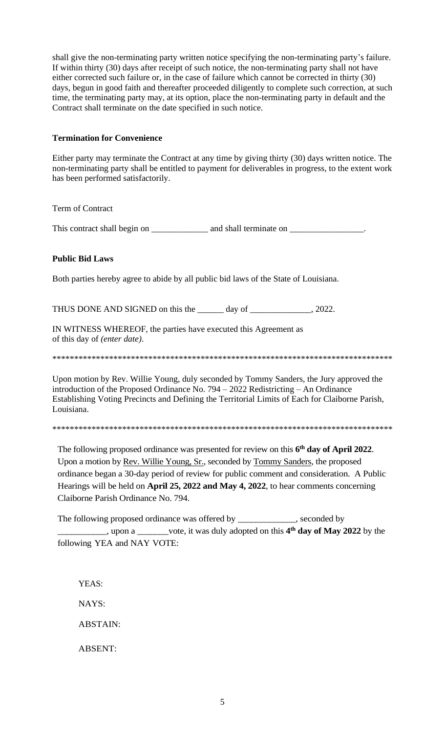shall give the non-terminating party written notice specifying the non-terminating party's failure. If within thirty (30) days after receipt of such notice, the non-terminating party shall not have either corrected such failure or, in the case of failure which cannot be corrected in thirty (30) days, begun in good faith and thereafter proceeded diligently to complete such correction, at such time, the terminating party may, at its option, place the non-terminating party in default and the Contract shall terminate on the date specified in such notice.

**Termination for Convenience**

Either party may terminate the Contract at any time by giving thirty (30) days written notice. The non-terminating party shall be entitled to payment for deliverables in progress, to the extent work has been performed satisfactorily.

Term of Contract

This contract shall begin on _____________ and shall terminate on _________________.

**Public Bid Laws**

Both parties hereby agree to abide by all public bid laws of the State of Louisiana.

THUS DONE AND SIGNED on this the ______ day of ______________, 2022.

IN WITNESS WHEREOF, the parties have executed this Agreement as of this day of *(enter date)*.

********************************************************************************

Upon motion by Rev. Willie Young, duly seconded by Tommy Sanders, the Jury approved the introduction of the Proposed Ordinance No. 794 – 2022 Redistricting – An Ordinance Establishing Voting Precincts and Defining the Territorial Limits of Each for Claiborne Parish, Louisiana.

********************************************************************************

The following proposed ordinance was presented for review on this **6th day of April 2022**. Upon a motion by Rev. Willie Young, Sr., seconded by Tommy Sanders, the proposed ordinance began a 30-day period of review for public comment and consideration. A Public Hearings will be held on **April 25, 2022 and May 4, 2022**, to hear comments concerning Claiborne Parish Ordinance No. 794.

The following proposed ordinance was offered by _____________, seconded by ___________, upon a _______vote, it was duly adopted on this **4th day of May 2022** by the following YEA and NAY VOTE:

YEAS:

NAYS:

ABSTAIN:

ABSENT: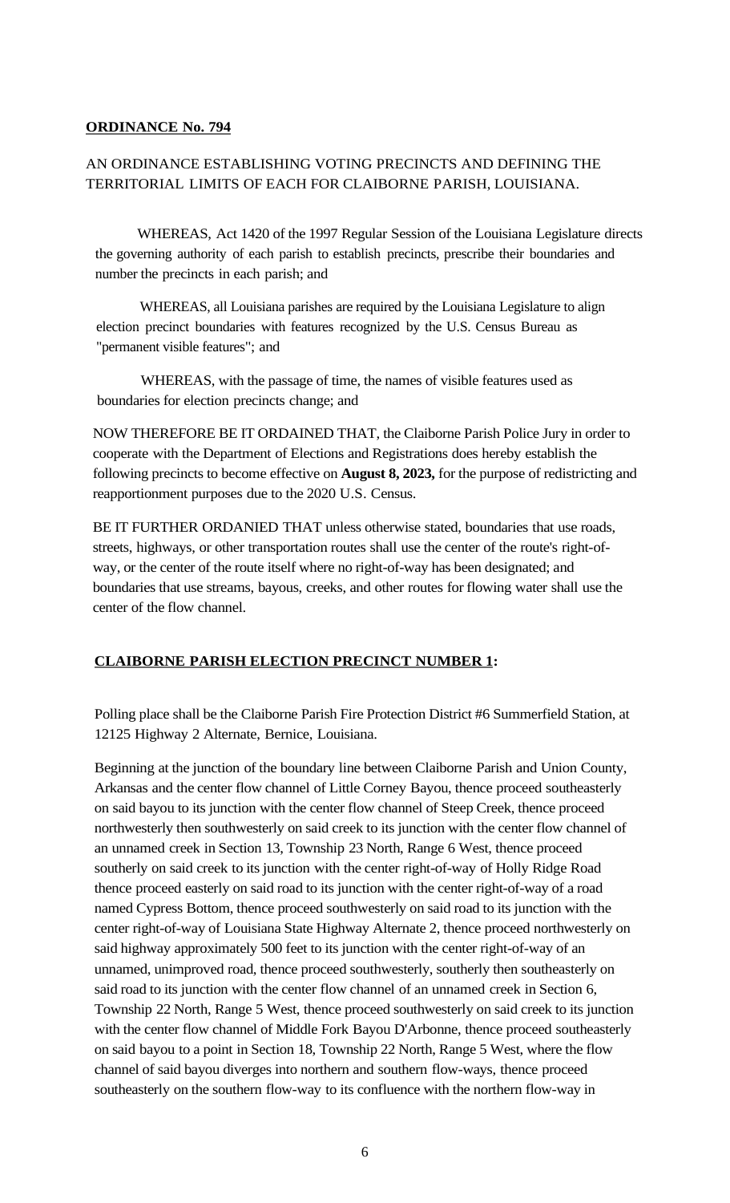**ORDINANCE No. 794**

AN ORDINANCE ESTABLISHING VOTING PRECINCTS AND DEFINING THE TERRITORIAL LIMITS OF EACH FOR CLAIBORNE PARISH, LOUISIANA.

WHEREAS, Act 1420 of the 1997 Regular Session of the Louisiana Legislature directs the governing authority of each parish to establish precincts, prescribe their boundaries and number the precincts in each parish; and

WHEREAS, all Louisiana parishes are required by the Louisiana Legislature to align election precinct boundaries with features recognized by the U.S. Census Bureau as "permanent visible features"; and

WHEREAS, with the passage of time, the names of visible features used as boundaries for election precincts change; and

NOW THEREFORE BE IT ORDAINED THAT, the Claiborne Parish Police Jury in order to cooperate with the Department of Elections and Registrations does hereby establish the following precincts to become effective on **August 8, 2023,** for the purpose of redistricting and reapportionment purposes due to the 2020 U.S. Census.

BE IT FURTHER ORDANIED THAT unless otherwise stated, boundaries that use roads, streets, highways, or other transportation routes shall use the center of the route's right-of-way, or the center of the route itself where no right-of-way has been designated; and boundaries that use streams, bayous, creeks, and other routes for flowing water shall use the center of the flow channel.

**CLAIBORNE PARISH ELECTION PRECINCT NUMBER 1:**

Polling place shall be the Claiborne Parish Fire Protection District #6 Summerfield Station, at 12125 Highway 2 Alternate, Bernice, Louisiana.

Beginning at the junction of the boundary line between Claiborne Parish and Union County, Arkansas and the center flow channel of Little Corney Bayou, thence proceed southeasterly on said bayou to its junction with the center flow channel of Steep Creek, thence proceed northwesterly then southwesterly on said creek to its junction with the center flow channel of an unnamed creek in Section 13, Township 23 North, Range 6 West, thence proceed southerly on said creek to its junction with the center right-of-way of Holly Ridge Road thence proceed easterly on said road to its junction with the center right-of-way of a road named Cypress Bottom, thence proceed southwesterly on said road to its junction with the center right-of-way of Louisiana State Highway Alternate 2, thence proceed northwesterly on said highway approximately 500 feet to its junction with the center right-of-way of an unnamed, unimproved road, thence proceed southwesterly, southerly then southeasterly on said road to its junction with the center flow channel of an unnamed creek in Section 6, Township 22 North, Range 5 West, thence proceed southwesterly on said creek to its junction with the center flow channel of Middle Fork Bayou D'Arbonne, thence proceed southeasterly on said bayou to a point in Section 18, Township 22 North, Range 5 West, where the flow channel of said bayou diverges into northern and southern flow-ways, thence proceed southeasterly on the southern flow-way to its confluence with the northern flow-way in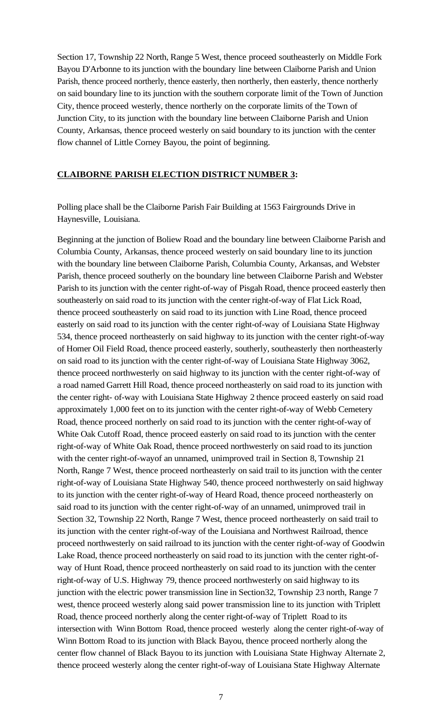Section 17, Township 22 North, Range 5 West, thence proceed southeasterly on Middle Fork Bayou D'Arbonne to its junction with the boundary line between Claiborne Parish and Union Parish, thence proceed northerly, thence easterly, then northerly, then easterly, thence northerly on said boundary line to its junction with the southern corporate limit of the Town of Junction City, thence proceed westerly, thence northerly on the corporate limits of the Town of Junction City, to its junction with the boundary line between Claiborne Parish and Union County, Arkansas, thence proceed westerly on said boundary to its junction with the center flow channel of Little Corney Bayou, the point of beginning.

**CLAIBORNE PARISH ELECTION DISTRICT NUMBER 3:**

Polling place shall be the Claiborne Parish Fair Building at 1563 Fairgrounds Drive in Haynesville, Louisiana.

Beginning at the junction of Boliew Road and the boundary line between Claiborne Parish and Columbia County, Arkansas, thence proceed westerly on said boundary line to its junction with the boundary line between Claiborne Parish, Columbia County, Arkansas, and Webster Parish, thence proceed southerly on the boundary line between Claiborne Parish and Webster Parish to its junction with the center right-of-way of Pisgah Road, thence proceed easterly then southeasterly on said road to its junction with the center right-of-way of Flat Lick Road, thence proceed southeasterly on said road to its junction with Line Road, thence proceed easterly on said road to its junction with the center right-of-way of Louisiana State Highway 534, thence proceed northeasterly on said highway to its junction with the center right-of-way of Homer Oil Field Road, thence proceed easterly, southerly, southeasterly then northeasterly on said road to its junction with the center right-of-way of Louisiana State Highway 3062, thence proceed northwesterly on said highway to its junction with the center right-of-way of a road named Garrett Hill Road, thence proceed northeasterly on said road to its junction with the center right- of-way with Louisiana State Highway 2 thence proceed easterly on said road approximately 1,000 feet on to its junction with the center right-of-way of Webb Cemetery Road, thence proceed northerly on said road to its junction with the center right-of-way of White Oak Cutoff Road, thence proceed easterly on said road to its junction with the center right-of-way of White Oak Road, thence proceed northwesterly on said road to its junction with the center right-of-wayof an unnamed, unimproved trail in Section 8, Township 21 North, Range 7 West, thence proceed northeasterly on said trail to its junction with the center right-of-way of Louisiana State Highway 540, thence proceed northwesterly on said highway to its junction with the center right-of-way of Heard Road, thence proceed northeasterly on said road to its junction with the center right-of-way of an unnamed, unimproved trail in Section 32, Township 22 North, Range 7 West, thence proceed northeasterly on said trail to its junction with the center right-of-way of the Louisiana and Northwest Railroad, thence proceed northwesterly on said railroad to its junction with the center right-of-way of Goodwin Lake Road, thence proceed northeasterly on said road to its junction with the center right-of-way of Hunt Road, thence proceed northeasterly on said road to its junction with the center right-of-way of U.S. Highway 79, thence proceed northwesterly on said highway to its junction with the electric power transmission line in Section32, Township 23 north, Range 7 west, thence proceed westerly along said power transmission line to its junction with Triplett Road, thence proceed northerly along the center right-of-way of Triplett Road to its intersection with Winn Bottom Road, thence proceed westerly along the center right-of-way of Winn Bottom Road to its junction with Black Bayou, thence proceed northerly along the center flow channel of Black Bayou to its junction with Louisiana State Highway Alternate 2, thence proceed westerly along the center right-of-way of Louisiana State Highway Alternate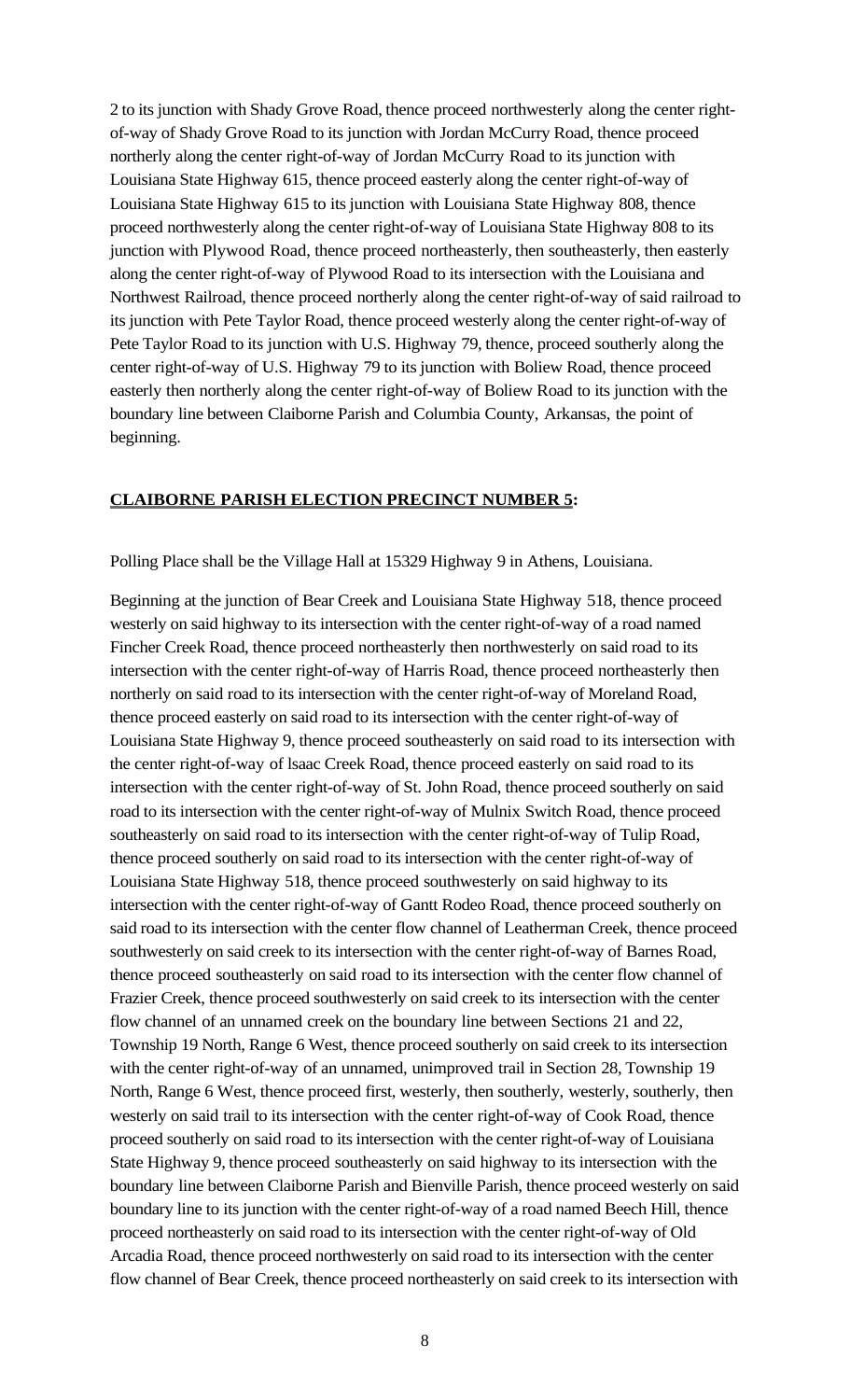2 to its junction with Shady Grove Road, thence proceed northwesterly along the center right-of-way of Shady Grove Road to its junction with Jordan McCurry Road, thence proceed northerly along the center right-of-way of Jordan McCurry Road to its junction with Louisiana State Highway 615, thence proceed easterly along the center right-of-way of Louisiana State Highway 615 to its junction with Louisiana State Highway 808, thence proceed northwesterly along the center right-of-way of Louisiana State Highway 808 to its junction with Plywood Road, thence proceed northeasterly, then southeasterly, then easterly along the center right-of-way of Plywood Road to its intersection with the Louisiana and Northwest Railroad, thence proceed northerly along the center right-of-way of said railroad to its junction with Pete Taylor Road, thence proceed westerly along the center right-of-way of Pete Taylor Road to its junction with U.S. Highway 79, thence, proceed southerly along the center right-of-way of U.S. Highway 79 to its junction with Boliew Road, thence proceed easterly then northerly along the center right-of-way of Boliew Road to its junction with the boundary line between Claiborne Parish and Columbia County, Arkansas, the point of beginning.

**CLAIBORNE PARISH ELECTION PRECINCT NUMBER 5:**

Polling Place shall be the Village Hall at 15329 Highway 9 in Athens, Louisiana.

Beginning at the junction of Bear Creek and Louisiana State Highway 518, thence proceed westerly on said highway to its intersection with the center right-of-way of a road named Fincher Creek Road, thence proceed northeasterly then northwesterly on said road to its intersection with the center right-of-way of Harris Road, thence proceed northeasterly then northerly on said road to its intersection with the center right-of-way of Moreland Road, thence proceed easterly on said road to its intersection with the center right-of-way of Louisiana State Highway 9, thence proceed southeasterly on said road to its intersection with the center right-of-way of lsaac Creek Road, thence proceed easterly on said road to its intersection with the center right-of-way of St. John Road, thence proceed southerly on said road to its intersection with the center right-of-way of Mulnix Switch Road, thence proceed southeasterly on said road to its intersection with the center right-of-way of Tulip Road, thence proceed southerly on said road to its intersection with the center right-of-way of Louisiana State Highway 518, thence proceed southwesterly on said highway to its intersection with the center right-of-way of Gantt Rodeo Road, thence proceed southerly on said road to its intersection with the center flow channel of Leatherman Creek, thence proceed southwesterly on said creek to its intersection with the center right-of-way of Barnes Road, thence proceed southeasterly on said road to its intersection with the center flow channel of Frazier Creek, thence proceed southwesterly on said creek to its intersection with the center flow channel of an unnamed creek on the boundary line between Sections 21 and 22, Township 19 North, Range 6 West, thence proceed southerly on said creek to its intersection with the center right-of-way of an unnamed, unimproved trail in Section 28, Township 19 North, Range 6 West, thence proceed first, westerly, then southerly, westerly, southerly, then westerly on said trail to its intersection with the center right-of-way of Cook Road, thence proceed southerly on said road to its intersection with the center right-of-way of Louisiana State Highway 9, thence proceed southeasterly on said highway to its intersection with the boundary line between Claiborne Parish and Bienville Parish, thence proceed westerly on said boundary line to its junction with the center right-of-way of a road named Beech Hill, thence proceed northeasterly on said road to its intersection with the center right-of-way of Old Arcadia Road, thence proceed northwesterly on said road to its intersection with the center flow channel of Bear Creek, thence proceed northeasterly on said creek to its intersection with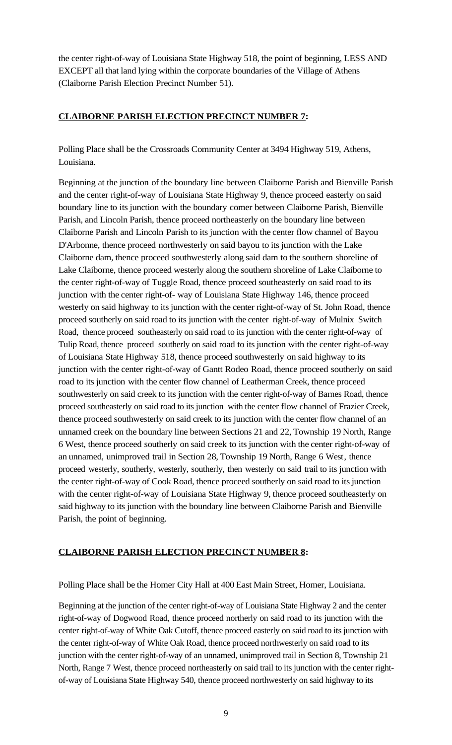the center right-of-way of Louisiana State Highway 518, the point of beginning, LESS AND EXCEPT all that land lying within the corporate boundaries of the Village of Athens (Claiborne Parish Election Precinct Number 51).

**CLAIBORNE PARISH ELECTION PRECINCT NUMBER 7:**

Polling Place shall be the Crossroads Community Center at 3494 Highway 519, Athens, Louisiana.

Beginning at the junction of the boundary line between Claiborne Parish and Bienville Parish and the center right-of-way of Louisiana State Highway 9, thence proceed easterly on said boundary line to its junction with the boundary comer between Claiborne Parish, Bienville Parish, and Lincoln Parish, thence proceed northeasterly on the boundary line between Claiborne Parish and Lincoln Parish to its junction with the center flow channel of Bayou D'Arbonne, thence proceed northwesterly on said bayou to its junction with the Lake Claiborne dam, thence proceed southwesterly along said dam to the southern shoreline of Lake Claiborne, thence proceed westerly along the southern shoreline of Lake Claiborne to the center right-of-way of Tuggle Road, thence proceed southeasterly on said road to its junction with the center right-of- way of Louisiana State Highway 146, thence proceed westerly on said highway to its junction with the center right-of-way of St. John Road, thence proceed southerly on said road to its junction with the center right-of-way of Mulnix Switch Road, thence proceed southeasterly on said road to its junction with the center right-of-way of Tulip Road, thence proceed southerly on said road to its junction with the center right-of-way of Louisiana State Highway 518, thence proceed southwesterly on said highway to its junction with the center right-of-way of Gantt Rodeo Road, thence proceed southerly on said road to its junction with the center flow channel of Leatherman Creek, thence proceed southwesterly on said creek to its junction with the center right-of-way of Barnes Road, thence proceed southeasterly on said road to its junction with the center flow channel of Frazier Creek, thence proceed southwesterly on said creek to its junction with the center flow channel of an unnamed creek on the boundary line between Sections 21 and 22, Township 19 North, Range 6 West, thence proceed southerly on said creek to its junction with the center right-of-way of an unnamed, unimproved trail in Section 28, Township 19 North, Range 6 West, thence proceed westerly, southerly, westerly, southerly, then westerly on said trail to its junction with the center right-of-way of Cook Road, thence proceed southerly on said road to its junction with the center right-of-way of Louisiana State Highway 9, thence proceed southeasterly on said highway to its junction with the boundary line between Claiborne Parish and Bienville Parish, the point of beginning.

**CLAIBORNE PARISH ELECTION PRECINCT NUMBER 8:**

Polling Place shall be the Homer City Hall at 400 East Main Street, Homer, Louisiana.

Beginning at the junction of the center right-of-way of Louisiana State Highway 2 and the center right-of-way of Dogwood Road, thence proceed northerly on said road to its junction with the center right-of-way of White Oak Cutoff, thence proceed easterly on said road to its junction with the center right-of-way of White Oak Road, thence proceed northwesterly on said road to its junction with the center right-of-way of an unnamed, unimproved trail in Section 8, Township 21 North, Range 7 West, thence proceed northeasterly on said trail to its junction with the center right-of-way of Louisiana State Highway 540, thence proceed northwesterly on said highway to its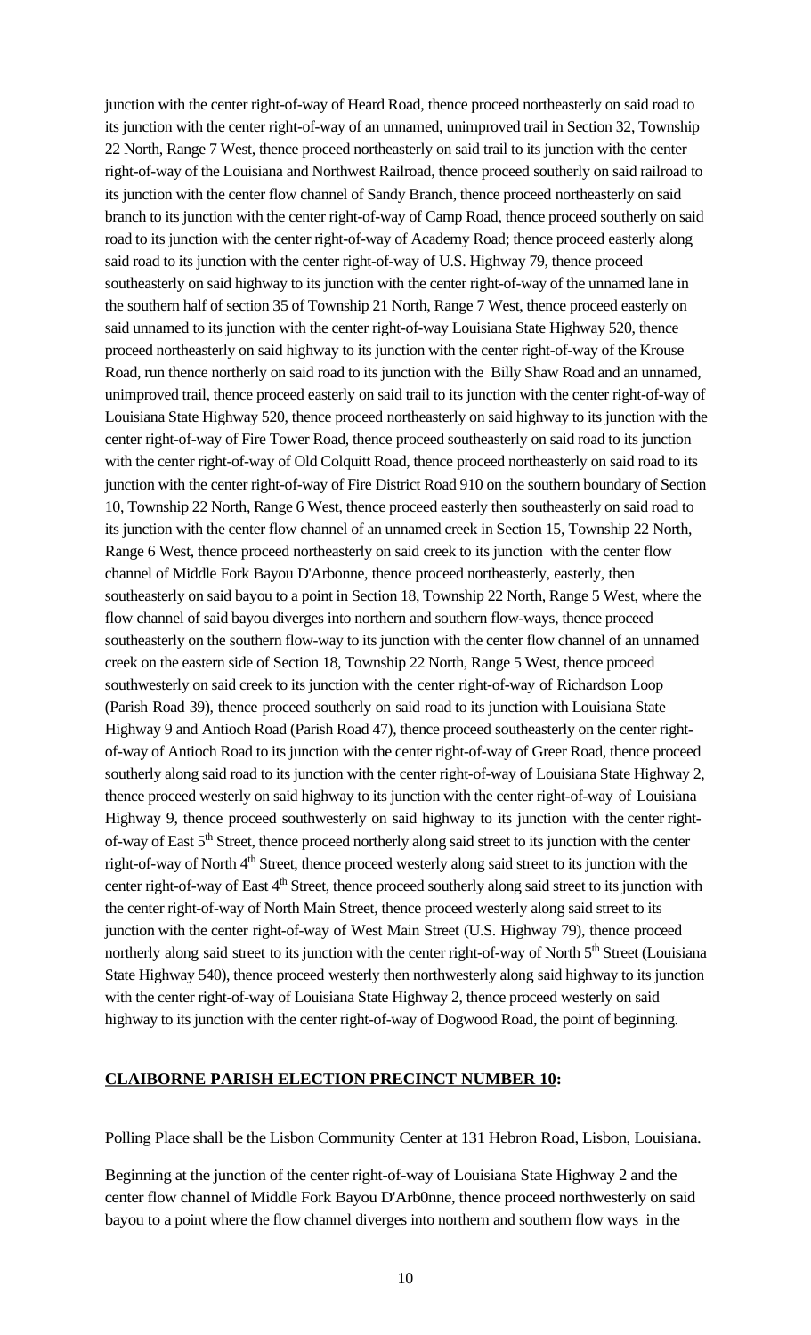junction with the center right-of-way of Heard Road, thence proceed northeasterly on said road to its junction with the center right-of-way of an unnamed, unimproved trail in Section 32, Township 22 North, Range 7 West, thence proceed northeasterly on said trail to its junction with the center right-of-way of the Louisiana and Northwest Railroad, thence proceed southerly on said railroad to its junction with the center flow channel of Sandy Branch, thence proceed northeasterly on said branch to its junction with the center right-of-way of Camp Road, thence proceed southerly on said road to its junction with the center right-of-way of Academy Road; thence proceed easterly along said road to its junction with the center right-of-way of U.S. Highway 79, thence proceed southeasterly on said highway to its junction with the center right-of-way of the unnamed lane in the southern half of section 35 of Township 21 North, Range 7 West, thence proceed easterly on said unnamed to its junction with the center right-of-way Louisiana State Highway 520, thence proceed northeasterly on said highway to its junction with the center right-of-way of the Krouse Road, run thence northerly on said road to its junction with the Billy Shaw Road and an unnamed, unimproved trail, thence proceed easterly on said trail to its junction with the center right-of-way of Louisiana State Highway 520, thence proceed northeasterly on said highway to its junction with the center right-of-way of Fire Tower Road, thence proceed southeasterly on said road to its junction with the center right-of-way of Old Colquitt Road, thence proceed northeasterly on said road to its junction with the center right-of-way of Fire District Road 910 on the southern boundary of Section 10, Township 22 North, Range 6 West, thence proceed easterly then southeasterly on said road to its junction with the center flow channel of an unnamed creek in Section 15, Township 22 North, Range 6 West, thence proceed northeasterly on said creek to its junction with the center flow channel of Middle Fork Bayou D'Arbonne, thence proceed northeasterly, easterly, then southeasterly on said bayou to a point in Section 18, Township 22 North, Range 5 West, where the flow channel of said bayou diverges into northern and southern flow-ways, thence proceed southeasterly on the southern flow-way to its junction with the center flow channel of an unnamed creek on the eastern side of Section 18, Township 22 North, Range 5 West, thence proceed southwesterly on said creek to its junction with the center right-of-way of Richardson Loop (Parish Road 39), thence proceed southerly on said road to its junction with Louisiana State Highway 9 and Antioch Road (Parish Road 47), thence proceed southeasterly on the center right-of-way of Antioch Road to its junction with the center right-of-way of Greer Road, thence proceed southerly along said road to its junction with the center right-of-way of Louisiana State Highway 2, thence proceed westerly on said highway to its junction with the center right-of-way of Louisiana Highway 9, thence proceed southwesterly on said highway to its junction with the center right-of-way of East 5th Street, thence proceed northerly along said street to its junction with the center right-of-way of North 4th Street, thence proceed westerly along said street to its junction with the center right-of-way of East 4th Street, thence proceed southerly along said street to its junction with the center right-of-way of North Main Street, thence proceed westerly along said street to its junction with the center right-of-way of West Main Street (U.S. Highway 79), thence proceed northerly along said street to its junction with the center right-of-way of North 5th Street (Louisiana State Highway 540), thence proceed westerly then northwesterly along said highway to its junction with the center right-of-way of Louisiana State Highway 2, thence proceed westerly on said highway to its junction with the center right-of-way of Dogwood Road, the point of beginning.

**CLAIBORNE PARISH ELECTION PRECINCT NUMBER 10:**

Polling Place shall be the Lisbon Community Center at 131 Hebron Road, Lisbon, Louisiana.

Beginning at the junction of the center right-of-way of Louisiana State Highway 2 and the center flow channel of Middle Fork Bayou D'Arb0nne, thence proceed northwesterly on said bayou to a point where the flow channel diverges into northern and southern flow ways in the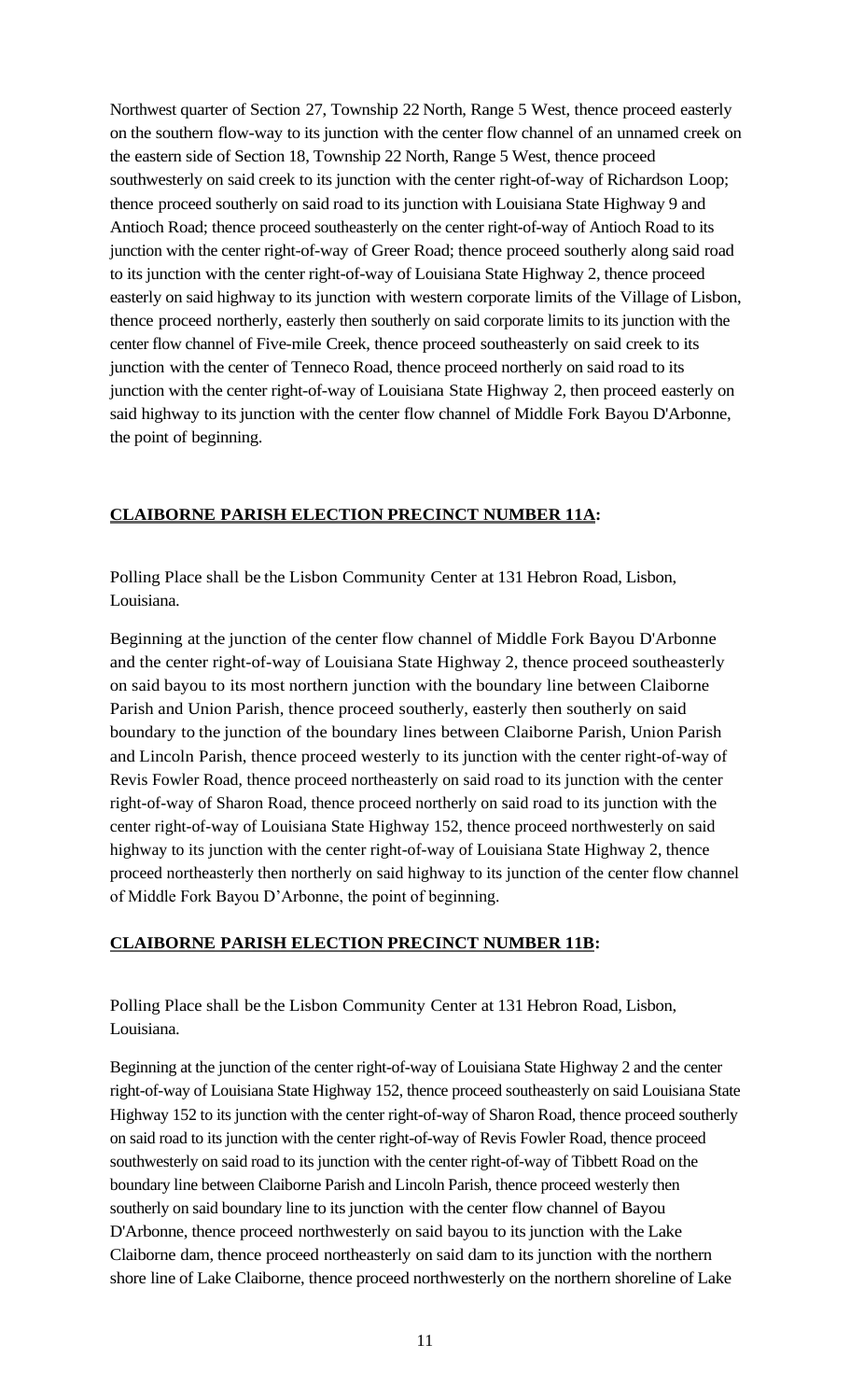Northwest quarter of Section 27, Township 22 North, Range 5 West, thence proceed easterly on the southern flow-way to its junction with the center flow channel of an unnamed creek on the eastern side of Section 18, Township 22 North, Range 5 West, thence proceed southwesterly on said creek to its junction with the center right-of-way of Richardson Loop; thence proceed southerly on said road to its junction with Louisiana State Highway 9 and Antioch Road; thence proceed southeasterly on the center right-of-way of Antioch Road to its junction with the center right-of-way of Greer Road; thence proceed southerly along said road to its junction with the center right-of-way of Louisiana State Highway 2, thence proceed easterly on said highway to its junction with western corporate limits of the Village of Lisbon, thence proceed northerly, easterly then southerly on said corporate limits to its junction with the center flow channel of Five-mile Creek, thence proceed southeasterly on said creek to its junction with the center of Tenneco Road, thence proceed northerly on said road to its junction with the center right-of-way of Louisiana State Highway 2, then proceed easterly on said highway to its junction with the center flow channel of Middle Fork Bayou D'Arbonne, the point of beginning.

**CLAIBORNE PARISH ELECTION PRECINCT NUMBER 11A:**

Polling Place shall be the Lisbon Community Center at 131 Hebron Road, Lisbon, Louisiana.

Beginning at the junction of the center flow channel of Middle Fork Bayou D'Arbonne and the center right-of-way of Louisiana State Highway 2, thence proceed southeasterly on said bayou to its most northern junction with the boundary line between Claiborne Parish and Union Parish, thence proceed southerly, easterly then southerly on said boundary to the junction of the boundary lines between Claiborne Parish, Union Parish and Lincoln Parish, thence proceed westerly to its junction with the center right-of-way of Revis Fowler Road, thence proceed northeasterly on said road to its junction with the center right-of-way of Sharon Road, thence proceed northerly on said road to its junction with the center right-of-way of Louisiana State Highway 152, thence proceed northwesterly on said highway to its junction with the center right-of-way of Louisiana State Highway 2, thence proceed northeasterly then northerly on said highway to its junction of the center flow channel of Middle Fork Bayou D'Arbonne, the point of beginning.

**CLAIBORNE PARISH ELECTION PRECINCT NUMBER 11B:**

Polling Place shall be the Lisbon Community Center at 131 Hebron Road, Lisbon, Louisiana.

Beginning at the junction of the center right-of-way of Louisiana State Highway 2 and the center right-of-way of Louisiana State Highway 152, thence proceed southeasterly on said Louisiana State Highway 152 to its junction with the center right-of-way of Sharon Road, thence proceed southerly on said road to its junction with the center right-of-way of Revis Fowler Road, thence proceed southwesterly on said road to its junction with the center right-of-way of Tibbett Road on the boundary line between Claiborne Parish and Lincoln Parish, thence proceed westerly then southerly on said boundary line to its junction with the center flow channel of Bayou D'Arbonne, thence proceed northwesterly on said bayou to its junction with the Lake Claiborne dam, thence proceed northeasterly on said dam to its junction with the northern shore line of Lake Claiborne, thence proceed northwesterly on the northern shoreline of Lake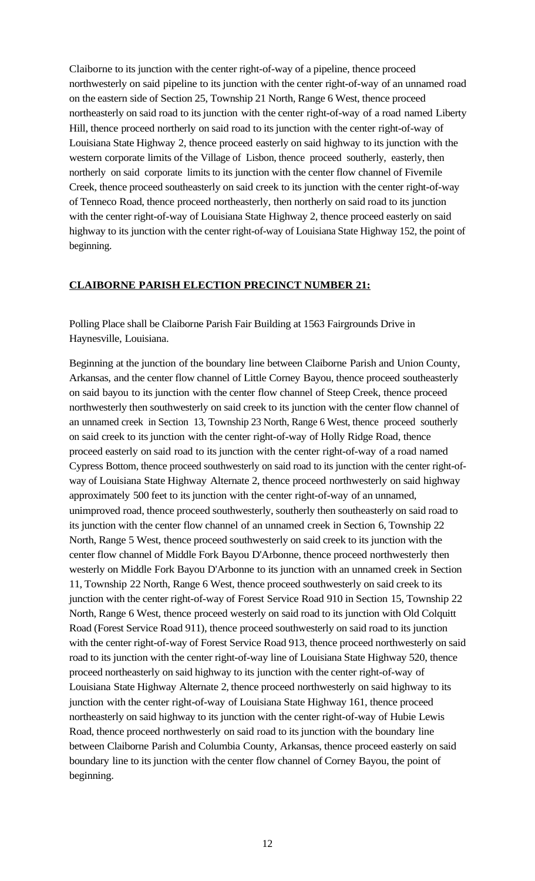Claiborne to its junction with the center right-of-way of a pipeline, thence proceed northwesterly on said pipeline to its junction with the center right-of-way of an unnamed road on the eastern side of Section 25, Township 21 North, Range 6 West, thence proceed northeasterly on said road to its junction with the center right-of-way of a road named Liberty Hill, thence proceed northerly on said road to its junction with the center right-of-way of Louisiana State Highway 2, thence proceed easterly on said highway to its junction with the western corporate limits of the Village of Lisbon, thence proceed southerly, easterly, then northerly on said corporate limits to its junction with the center flow channel of Fivemile Creek, thence proceed southeasterly on said creek to its junction with the center right-of-way of Tenneco Road, thence proceed northeasterly, then northerly on said road to its junction with the center right-of-way of Louisiana State Highway 2, thence proceed easterly on said highway to its junction with the center right-of-way of Louisiana State Highway 152, the point of beginning.

**CLAIBORNE PARISH ELECTION PRECINCT NUMBER 21:**

Polling Place shall be Claiborne Parish Fair Building at 1563 Fairgrounds Drive in Haynesville, Louisiana.

Beginning at the junction of the boundary line between Claiborne Parish and Union County, Arkansas, and the center flow channel of Little Corney Bayou, thence proceed southeasterly on said bayou to its junction with the center flow channel of Steep Creek, thence proceed northwesterly then southwesterly on said creek to its junction with the center flow channel of an unnamed creek in Section 13, Township 23 North, Range 6 West, thence proceed southerly on said creek to its junction with the center right-of-way of Holly Ridge Road, thence proceed easterly on said road to its junction with the center right-of-way of a road named Cypress Bottom, thence proceed southwesterly on said road to its junction with the center right-of-way of Louisiana State Highway Alternate 2, thence proceed northwesterly on said highway approximately 500 feet to its junction with the center right-of-way of an unnamed, unimproved road, thence proceed southwesterly, southerly then southeasterly on said road to its junction with the center flow channel of an unnamed creek in Section 6, Township 22 North, Range 5 West, thence proceed southwesterly on said creek to its junction with the center flow channel of Middle Fork Bayou D'Arbonne, thence proceed northwesterly then westerly on Middle Fork Bayou D'Arbonne to its junction with an unnamed creek in Section 11, Township 22 North, Range 6 West, thence proceed southwesterly on said creek to its junction with the center right-of-way of Forest Service Road 910 in Section 15, Township 22 North, Range 6 West, thence proceed westerly on said road to its junction with Old Colquitt Road (Forest Service Road 911), thence proceed southwesterly on said road to its junction with the center right-of-way of Forest Service Road 913, thence proceed northwesterly on said road to its junction with the center right-of-way line of Louisiana State Highway 520, thence proceed northeasterly on said highway to its junction with the center right-of-way of Louisiana State Highway Alternate 2, thence proceed northwesterly on said highway to its junction with the center right-of-way of Louisiana State Highway 161, thence proceed northeasterly on said highway to its junction with the center right-of-way of Hubie Lewis Road, thence proceed northwesterly on said road to its junction with the boundary line between Claiborne Parish and Columbia County, Arkansas, thence proceed easterly on said boundary line to its junction with the center flow channel of Corney Bayou, the point of beginning.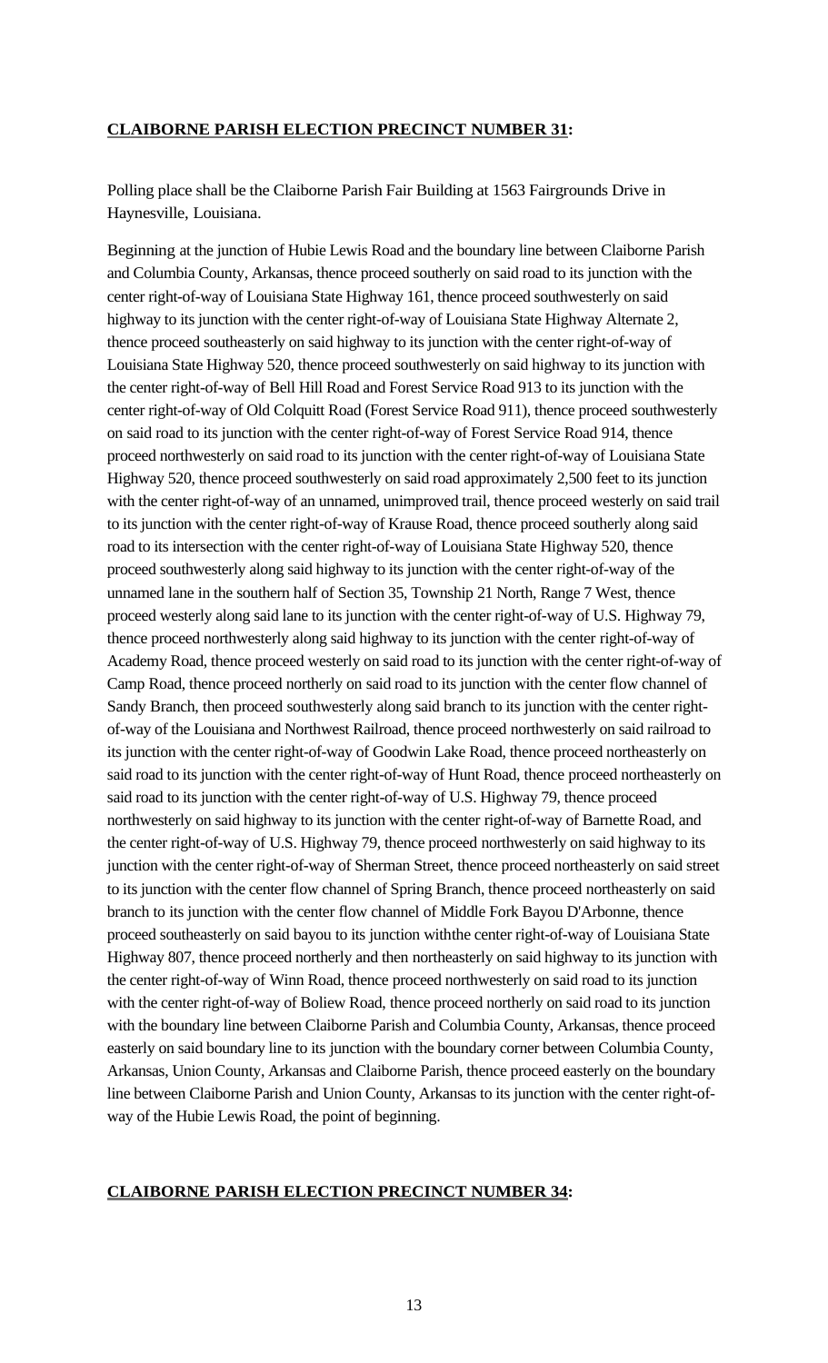**CLAIBORNE PARISH ELECTION PRECINCT NUMBER 31:**

Polling place shall be the Claiborne Parish Fair Building at 1563 Fairgrounds Drive in Haynesville, Louisiana.

Beginning at the junction of Hubie Lewis Road and the boundary line between Claiborne Parish and Columbia County, Arkansas, thence proceed southerly on said road to its junction with the center right-of-way of Louisiana State Highway 161, thence proceed southwesterly on said highway to its junction with the center right-of-way of Louisiana State Highway Alternate 2, thence proceed southeasterly on said highway to its junction with the center right-of-way of Louisiana State Highway 520, thence proceed southwesterly on said highway to its junction with the center right-of-way of Bell Hill Road and Forest Service Road 913 to its junction with the center right-of-way of Old Colquitt Road (Forest Service Road 911), thence proceed southwesterly on said road to its junction with the center right-of-way of Forest Service Road 914, thence proceed northwesterly on said road to its junction with the center right-of-way of Louisiana State Highway 520, thence proceed southwesterly on said road approximately 2,500 feet to its junction with the center right-of-way of an unnamed, unimproved trail, thence proceed westerly on said trail to its junction with the center right-of-way of Krause Road, thence proceed southerly along said road to its intersection with the center right-of-way of Louisiana State Highway 520, thence proceed southwesterly along said highway to its junction with the center right-of-way of the unnamed lane in the southern half of Section 35, Township 21 North, Range 7 West, thence proceed westerly along said lane to its junction with the center right-of-way of U.S. Highway 79, thence proceed northwesterly along said highway to its junction with the center right-of-way of Academy Road, thence proceed westerly on said road to its junction with the center right-of-way of Camp Road, thence proceed northerly on said road to its junction with the center flow channel of Sandy Branch, then proceed southwesterly along said branch to its junction with the center right-of-way of the Louisiana and Northwest Railroad, thence proceed northwesterly on said railroad to its junction with the center right-of-way of Goodwin Lake Road, thence proceed northeasterly on said road to its junction with the center right-of-way of Hunt Road, thence proceed northeasterly on said road to its junction with the center right-of-way of U.S. Highway 79, thence proceed northwesterly on said highway to its junction with the center right-of-way of Barnette Road, and the center right-of-way of U.S. Highway 79, thence proceed northwesterly on said highway to its junction with the center right-of-way of Sherman Street, thence proceed northeasterly on said street to its junction with the center flow channel of Spring Branch, thence proceed northeasterly on said branch to its junction with the center flow channel of Middle Fork Bayou D'Arbonne, thence proceed southeasterly on said bayou to its junction withthe center right-of-way of Louisiana State Highway 807, thence proceed northerly and then northeasterly on said highway to its junction with the center right-of-way of Winn Road, thence proceed northwesterly on said road to its junction with the center right-of-way of Boliew Road, thence proceed northerly on said road to its junction with the boundary line between Claiborne Parish and Columbia County, Arkansas, thence proceed easterly on said boundary line to its junction with the boundary corner between Columbia County, Arkansas, Union County, Arkansas and Claiborne Parish, thence proceed easterly on the boundary line between Claiborne Parish and Union County, Arkansas to its junction with the center right-of-way of the Hubie Lewis Road, the point of beginning.

**CLAIBORNE PARISH ELECTION PRECINCT NUMBER 34:**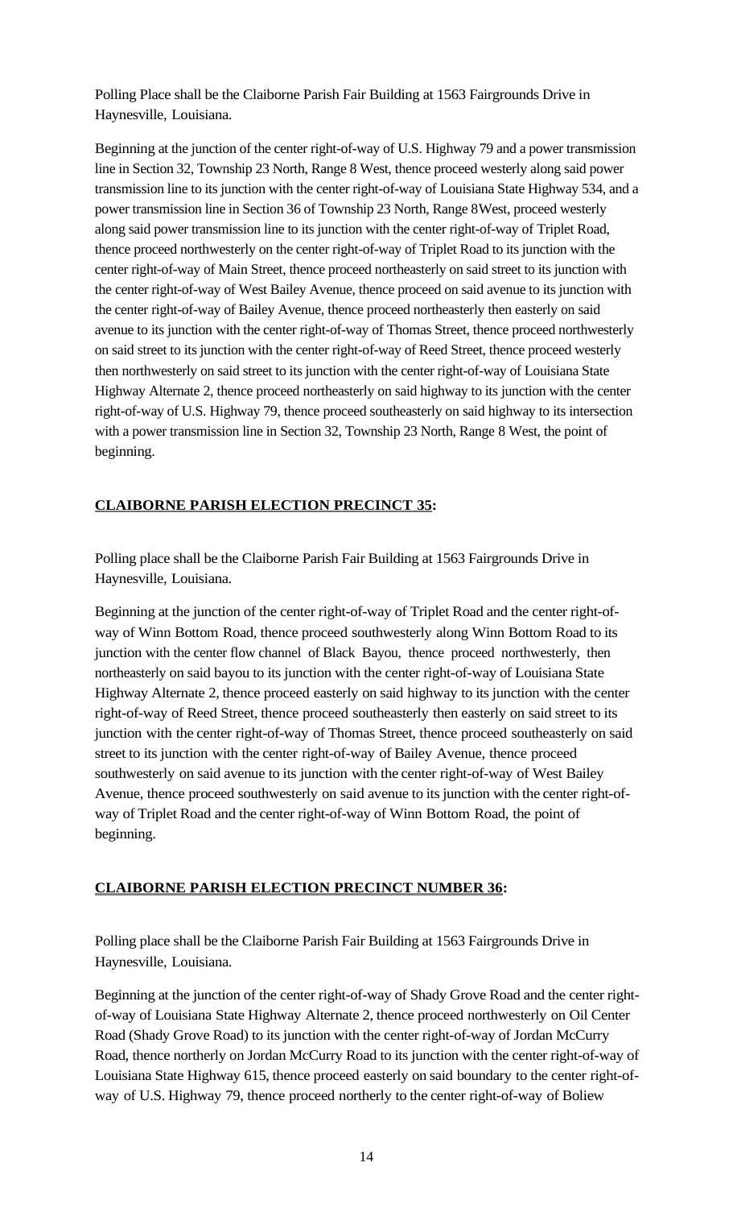Polling Place shall be the Claiborne Parish Fair Building at 1563 Fairgrounds Drive in Haynesville, Louisiana.

Beginning at the junction of the center right-of-way of U.S. Highway 79 and a power transmission line in Section 32, Township 23 North, Range 8 West, thence proceed westerly along said power transmission line to its junction with the center right-of-way of Louisiana State Highway 534, and a power transmission line in Section 36 of Township 23 North, Range 8West, proceed westerly along said power transmission line to its junction with the center right-of-way of Triplet Road, thence proceed northwesterly on the center right-of-way of Triplet Road to its junction with the center right-of-way of Main Street, thence proceed northeasterly on said street to its junction with the center right-of-way of West Bailey Avenue, thence proceed on said avenue to its junction with the center right-of-way of Bailey Avenue, thence proceed northeasterly then easterly on said avenue to its junction with the center right-of-way of Thomas Street, thence proceed northwesterly on said street to its junction with the center right-of-way of Reed Street, thence proceed westerly then northwesterly on said street to its junction with the center right-of-way of Louisiana State Highway Alternate 2, thence proceed northeasterly on said highway to its junction with the center right-of-way of U.S. Highway 79, thence proceed southeasterly on said highway to its intersection with a power transmission line in Section 32, Township 23 North, Range 8 West, the point of beginning.

**CLAIBORNE PARISH ELECTION PRECINCT 35:**

Polling place shall be the Claiborne Parish Fair Building at 1563 Fairgrounds Drive in Haynesville, Louisiana.

Beginning at the junction of the center right-of-way of Triplet Road and the center right-of-way of Winn Bottom Road, thence proceed southwesterly along Winn Bottom Road to its junction with the center flow channel of Black Bayou, thence proceed northwesterly, then northeasterly on said bayou to its junction with the center right-of-way of Louisiana State Highway Alternate 2, thence proceed easterly on said highway to its junction with the center right-of-way of Reed Street, thence proceed southeasterly then easterly on said street to its junction with the center right-of-way of Thomas Street, thence proceed southeasterly on said street to its junction with the center right-of-way of Bailey Avenue, thence proceed southwesterly on said avenue to its junction with the center right-of-way of West Bailey Avenue, thence proceed southwesterly on said avenue to its junction with the center right-of-way of Triplet Road and the center right-of-way of Winn Bottom Road, the point of beginning.

**CLAIBORNE PARISH ELECTION PRECINCT NUMBER 36:**

Polling place shall be the Claiborne Parish Fair Building at 1563 Fairgrounds Drive in Haynesville, Louisiana.

Beginning at the junction of the center right-of-way of Shady Grove Road and the center right-of-way of Louisiana State Highway Alternate 2, thence proceed northwesterly on Oil Center Road (Shady Grove Road) to its junction with the center right-of-way of Jordan McCurry Road, thence northerly on Jordan McCurry Road to its junction with the center right-of-way of Louisiana State Highway 615, thence proceed easterly on said boundary to the center right-of-way of U.S. Highway 79, thence proceed northerly to the center right-of-way of Boliew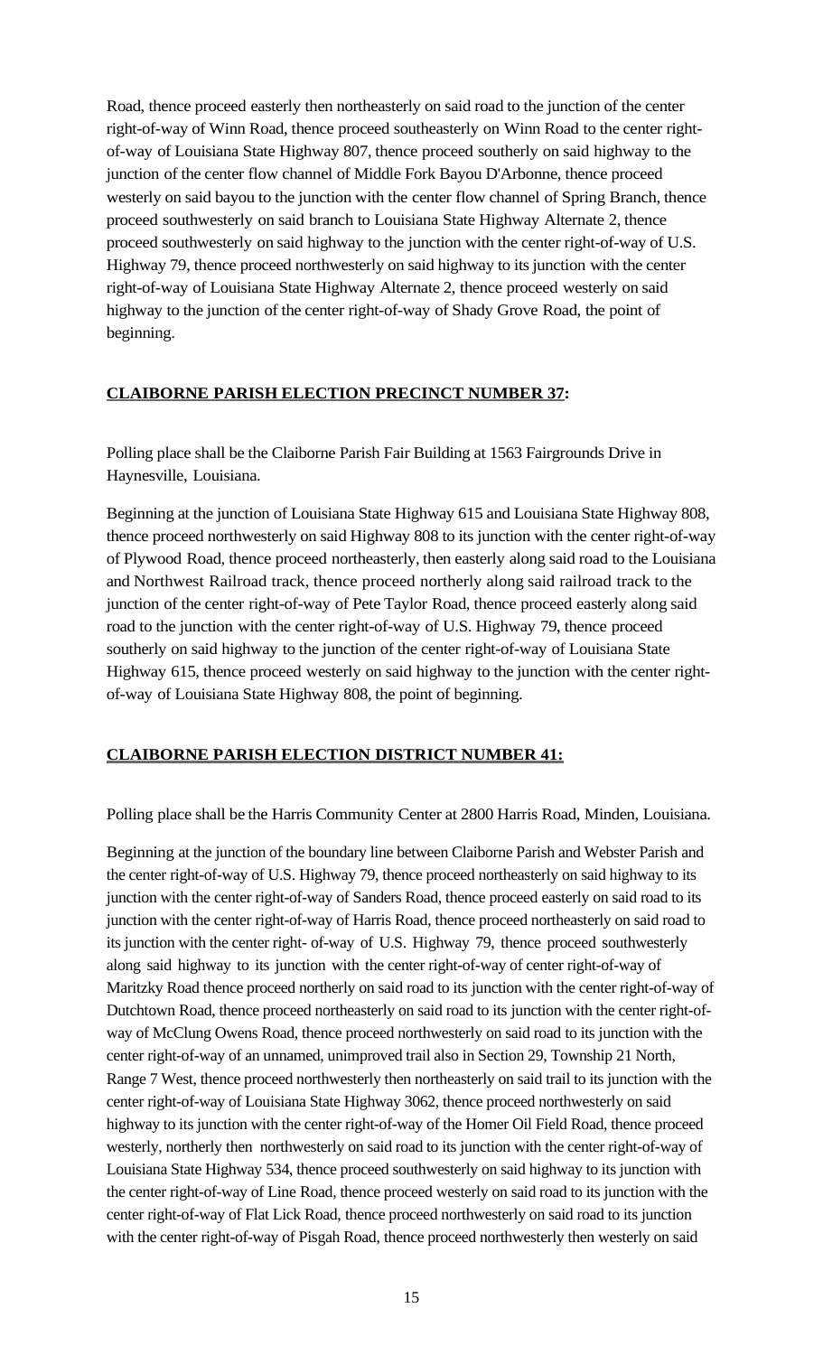Road, thence proceed easterly then northeasterly on said road to the junction of the center right-of-way of Winn Road, thence proceed southeasterly on Winn Road to the center right-of-way of Louisiana State Highway 807, thence proceed southerly on said highway to the junction of the center flow channel of Middle Fork Bayou D'Arbonne, thence proceed westerly on said bayou to the junction with the center flow channel of Spring Branch, thence proceed southwesterly on said branch to Louisiana State Highway Alternate 2, thence proceed southwesterly on said highway to the junction with the center right-of-way of U.S. Highway 79, thence proceed northwesterly on said highway to its junction with the center right-of-way of Louisiana State Highway Alternate 2, thence proceed westerly on said highway to the junction of the center right-of-way of Shady Grove Road, the point of beginning.

**CLAIBORNE PARISH ELECTION PRECINCT NUMBER 37:**

Polling place shall be the Claiborne Parish Fair Building at 1563 Fairgrounds Drive in Haynesville, Louisiana.

Beginning at the junction of Louisiana State Highway 615 and Louisiana State Highway 808, thence proceed northwesterly on said Highway 808 to its junction with the center right-of-way of Plywood Road, thence proceed northeasterly, then easterly along said road to the Louisiana and Northwest Railroad track, thence proceed northerly along said railroad track to the junction of the center right-of-way of Pete Taylor Road, thence proceed easterly along said road to the junction with the center right-of-way of U.S. Highway 79, thence proceed southerly on said highway to the junction of the center right-of-way of Louisiana State Highway 615, thence proceed westerly on said highway to the junction with the center right-of-way of Louisiana State Highway 808, the point of beginning.

**CLAIBORNE PARISH ELECTION DISTRICT NUMBER 41:**

Polling place shall be the Harris Community Center at 2800 Harris Road, Minden, Louisiana.

Beginning at the junction of the boundary line between Claiborne Parish and Webster Parish and the center right-of-way of U.S. Highway 79, thence proceed northeasterly on said highway to its junction with the center right-of-way of Sanders Road, thence proceed easterly on said road to its junction with the center right-of-way of Harris Road, thence proceed northeasterly on said road to its junction with the center right- of-way of U.S. Highway 79, thence proceed southwesterly along said highway to its junction with the center right-of-way of center right-of-way of Maritzky Road thence proceed northerly on said road to its junction with the center right-of-way of Dutchtown Road, thence proceed northeasterly on said road to its junction with the center right-of-way of McClung Owens Road, thence proceed northwesterly on said road to its junction with the center right-of-way of an unnamed, unimproved trail also in Section 29, Township 21 North, Range 7 West, thence proceed northwesterly then northeasterly on said trail to its junction with the center right-of-way of Louisiana State Highway 3062, thence proceed northwesterly on said highway to its junction with the center right-of-way of the Homer Oil Field Road, thence proceed westerly, northerly then northwesterly on said road to its junction with the center right-of-way of Louisiana State Highway 534, thence proceed southwesterly on said highway to its junction with the center right-of-way of Line Road, thence proceed westerly on said road to its junction with the center right-of-way of Flat Lick Road, thence proceed northwesterly on said road to its junction with the center right-of-way of Pisgah Road, thence proceed northwesterly then westerly on said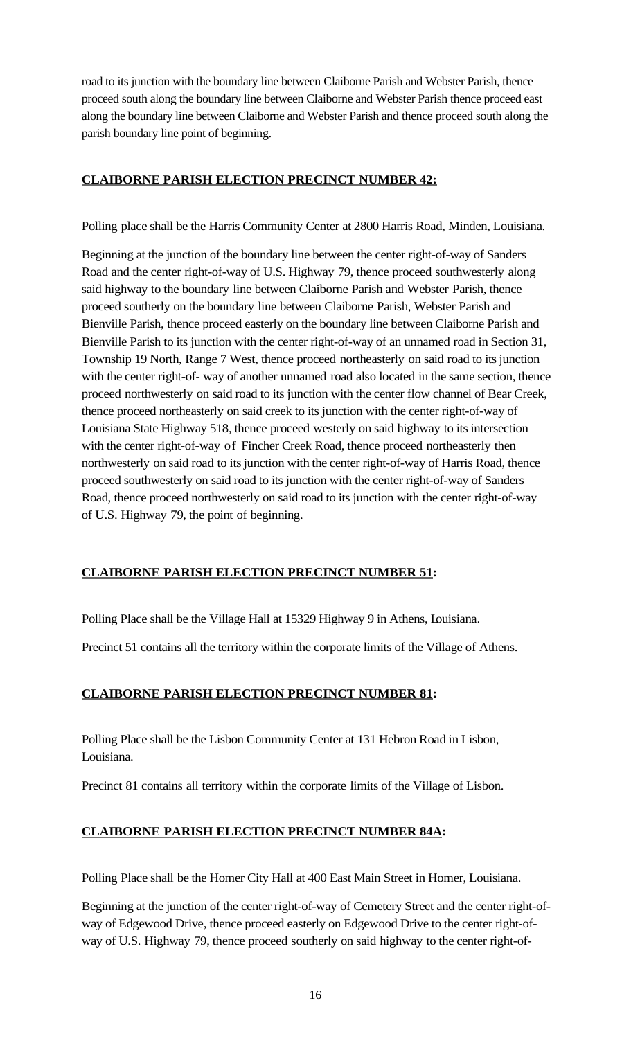road to its junction with the boundary line between Claiborne Parish and Webster Parish, thence proceed south along the boundary line between Claiborne and Webster Parish thence proceed east along the boundary line between Claiborne and Webster Parish and thence proceed south along the parish boundary line point of beginning.

**CLAIBORNE PARISH ELECTION PRECINCT NUMBER 42:**

Polling place shall be the Harris Community Center at 2800 Harris Road, Minden, Louisiana.

Beginning at the junction of the boundary line between the center right-of-way of Sanders Road and the center right-of-way of U.S. Highway 79, thence proceed southwesterly along said highway to the boundary line between Claiborne Parish and Webster Parish, thence proceed southerly on the boundary line between Claiborne Parish, Webster Parish and Bienville Parish, thence proceed easterly on the boundary line between Claiborne Parish and Bienville Parish to its junction with the center right-of-way of an unnamed road in Section 31, Township 19 North, Range 7 West, thence proceed northeasterly on said road to its junction with the center right-of- way of another unnamed road also located in the same section, thence proceed northwesterly on said road to its junction with the center flow channel of Bear Creek, thence proceed northeasterly on said creek to its junction with the center right-of-way of Louisiana State Highway 518, thence proceed westerly on said highway to its intersection with the center right-of-way of Fincher Creek Road, thence proceed northeasterly then northwesterly on said road to its junction with the center right-of-way of Harris Road, thence proceed southwesterly on said road to its junction with the center right-of-way of Sanders Road, thence proceed northwesterly on said road to its junction with the center right-of-way of U.S. Highway 79, the point of beginning.

**CLAIBORNE PARISH ELECTION PRECINCT NUMBER 51:**

Polling Place shall be the Village Hall at 15329 Highway 9 in Athens, Louisiana.

Precinct 51 contains all the territory within the corporate limits of the Village of Athens.

**CLAIBORNE PARISH ELECTION PRECINCT NUMBER 81:**

Polling Place shall be the Lisbon Community Center at 131 Hebron Road in Lisbon, Louisiana.

Precinct 81 contains all territory within the corporate limits of the Village of Lisbon.

**CLAIBORNE PARISH ELECTION PRECINCT NUMBER 84A:**

Polling Place shall be the Homer City Hall at 400 East Main Street in Homer, Louisiana.

Beginning at the junction of the center right-of-way of Cemetery Street and the center right-of-way of Edgewood Drive, thence proceed easterly on Edgewood Drive to the center right-of-way of U.S. Highway 79, thence proceed southerly on said highway to the center right-of-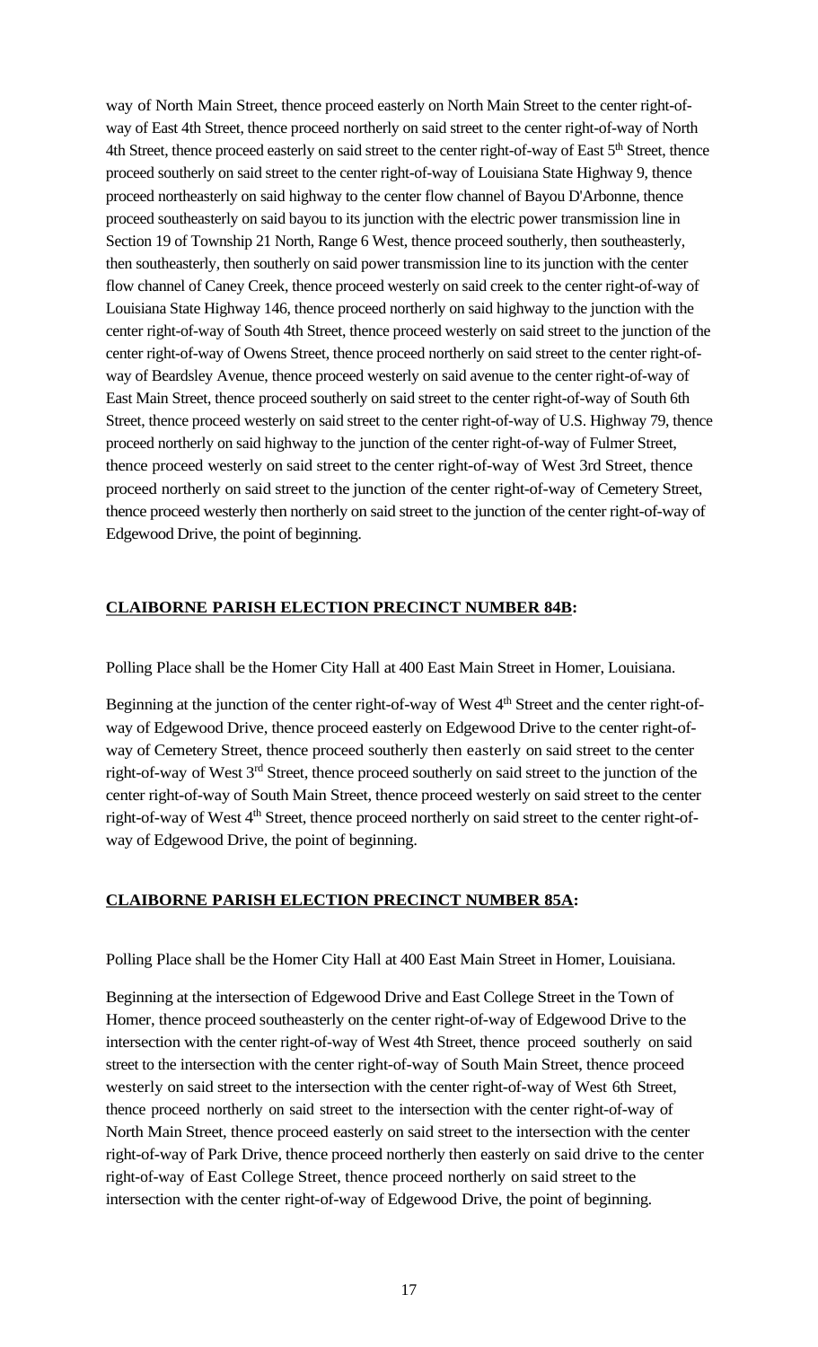way of North Main Street, thence proceed easterly on North Main Street to the center right-of-way of East 4th Street, thence proceed northerly on said street to the center right-of-way of North 4th Street, thence proceed easterly on said street to the center right-of-way of East 5th Street, thence proceed southerly on said street to the center right-of-way of Louisiana State Highway 9, thence proceed northeasterly on said highway to the center flow channel of Bayou D'Arbonne, thence proceed southeasterly on said bayou to its junction with the electric power transmission line in Section 19 of Township 21 North, Range 6 West, thence proceed southerly, then southeasterly, then southeasterly, then southerly on said power transmission line to its junction with the center flow channel of Caney Creek, thence proceed westerly on said creek to the center right-of-way of Louisiana State Highway 146, thence proceed northerly on said highway to the junction with the center right-of-way of South 4th Street, thence proceed westerly on said street to the junction of the center right-of-way of Owens Street, thence proceed northerly on said street to the center right-of-way of Beardsley Avenue, thence proceed westerly on said avenue to the center right-of-way of East Main Street, thence proceed southerly on said street to the center right-of-way of South 6th Street, thence proceed westerly on said street to the center right-of-way of U.S. Highway 79, thence proceed northerly on said highway to the junction of the center right-of-way of Fulmer Street, thence proceed westerly on said street to the center right-of-way of West 3rd Street, thence proceed northerly on said street to the junction of the center right-of-way of Cemetery Street, thence proceed westerly then northerly on said street to the junction of the center right-of-way of Edgewood Drive, the point of beginning.

**CLAIBORNE PARISH ELECTION PRECINCT NUMBER 84B:**

Polling Place shall be the Homer City Hall at 400 East Main Street in Homer, Louisiana.

Beginning at the junction of the center right-of-way of West 4th Street and the center right-of-way of Edgewood Drive, thence proceed easterly on Edgewood Drive to the center right-of-way of Cemetery Street, thence proceed southerly then easterly on said street to the center right-of-way of West 3rd Street, thence proceed southerly on said street to the junction of the center right-of-way of South Main Street, thence proceed westerly on said street to the center right-of-way of West 4th Street, thence proceed northerly on said street to the center right-of-way of Edgewood Drive, the point of beginning.

**CLAIBORNE PARISH ELECTION PRECINCT NUMBER 85A:**

Polling Place shall be the Homer City Hall at 400 East Main Street in Homer, Louisiana.

Beginning at the intersection of Edgewood Drive and East College Street in the Town of Homer, thence proceed southeasterly on the center right-of-way of Edgewood Drive to the intersection with the center right-of-way of West 4th Street, thence proceed southerly on said street to the intersection with the center right-of-way of South Main Street, thence proceed westerly on said street to the intersection with the center right-of-way of West 6th Street, thence proceed northerly on said street to the intersection with the center right-of-way of North Main Street, thence proceed easterly on said street to the intersection with the center right-of-way of Park Drive, thence proceed northerly then easterly on said drive to the center right-of-way of East College Street, thence proceed northerly on said street to the intersection with the center right-of-way of Edgewood Drive, the point of beginning.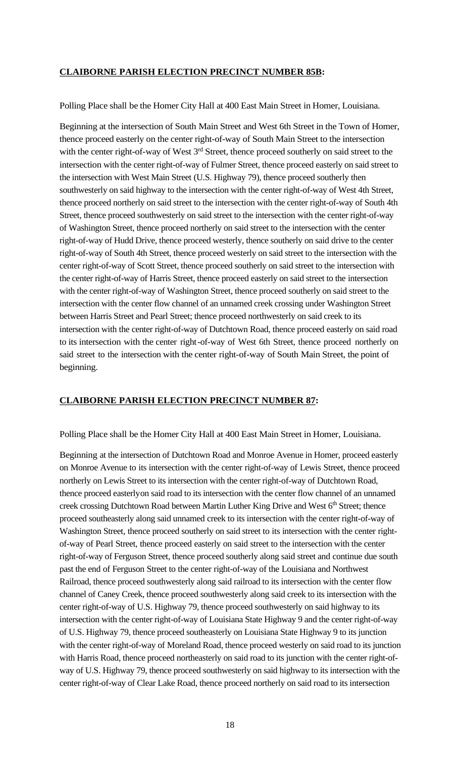**CLAIBORNE PARISH ELECTION PRECINCT NUMBER 85B:**

Polling Place shall be the Homer City Hall at 400 East Main Street in Homer, Louisiana.

Beginning at the intersection of South Main Street and West 6th Street in the Town of Homer, thence proceed easterly on the center right-of-way of South Main Street to the intersection with the center right-of-way of West 3rd Street, thence proceed southerly on said street to the intersection with the center right-of-way of Fulmer Street, thence proceed easterly on said street to the intersection with West Main Street (U.S. Highway 79), thence proceed southerly then southwesterly on said highway to the intersection with the center right-of-way of West 4th Street, thence proceed northerly on said street to the intersection with the center right-of-way of South 4th Street, thence proceed southwesterly on said street to the intersection with the center right-of-way of Washington Street, thence proceed northerly on said street to the intersection with the center right-of-way of Hudd Drive, thence proceed westerly, thence southerly on said drive to the center right-of-way of South 4th Street, thence proceed westerly on said street to the intersection with the center right-of-way of Scott Street, thence proceed southerly on said street to the intersection with the center right-of-way of Harris Street, thence proceed easterly on said street to the intersection with the center right-of-way of Washington Street, thence proceed southerly on said street to the intersection with the center flow channel of an unnamed creek crossing under Washington Street between Harris Street and Pearl Street; thence proceed northwesterly on said creek to its intersection with the center right-of-way of Dutchtown Road, thence proceed easterly on said road to its intersection with the center right-of-way of West 6th Street, thence proceed northerly on said street to the intersection with the center right-of-way of South Main Street, the point of beginning.

**CLAIBORNE PARISH ELECTION PRECINCT NUMBER 87:**

Polling Place shall be the Homer City Hall at 400 East Main Street in Homer, Louisiana.

Beginning at the intersection of Dutchtown Road and Monroe Avenue in Homer, proceed easterly on Monroe Avenue to its intersection with the center right-of-way of Lewis Street, thence proceed northerly on Lewis Street to its intersection with the center right-of-way of Dutchtown Road, thence proceed easterlyon said road to its intersection with the center flow channel of an unnamed creek crossing Dutchtown Road between Martin Luther King Drive and West 6th Street; thence proceed southeasterly along said unnamed creek to its intersection with the center right-of-way of Washington Street, thence proceed southerly on said street to its intersection with the center right-of-way of Pearl Street, thence proceed easterly on said street to the intersection with the center right-of-way of Ferguson Street, thence proceed southerly along said street and continue due south past the end of Ferguson Street to the center right-of-way of the Louisiana and Northwest Railroad, thence proceed southwesterly along said railroad to its intersection with the center flow channel of Caney Creek, thence proceed southwesterly along said creek to its intersection with the center right-of-way of U.S. Highway 79, thence proceed southwesterly on said highway to its intersection with the center right-of-way of Louisiana State Highway 9 and the center right-of-way of U.S. Highway 79, thence proceed southeasterly on Louisiana State Highway 9 to its junction with the center right-of-way of Moreland Road, thence proceed westerly on said road to its junction with Harris Road, thence proceed northeasterly on said road to its junction with the center right-of-way of U.S. Highway 79, thence proceed southwesterly on said highway to its intersection with the center right-of-way of Clear Lake Road, thence proceed northerly on said road to its intersection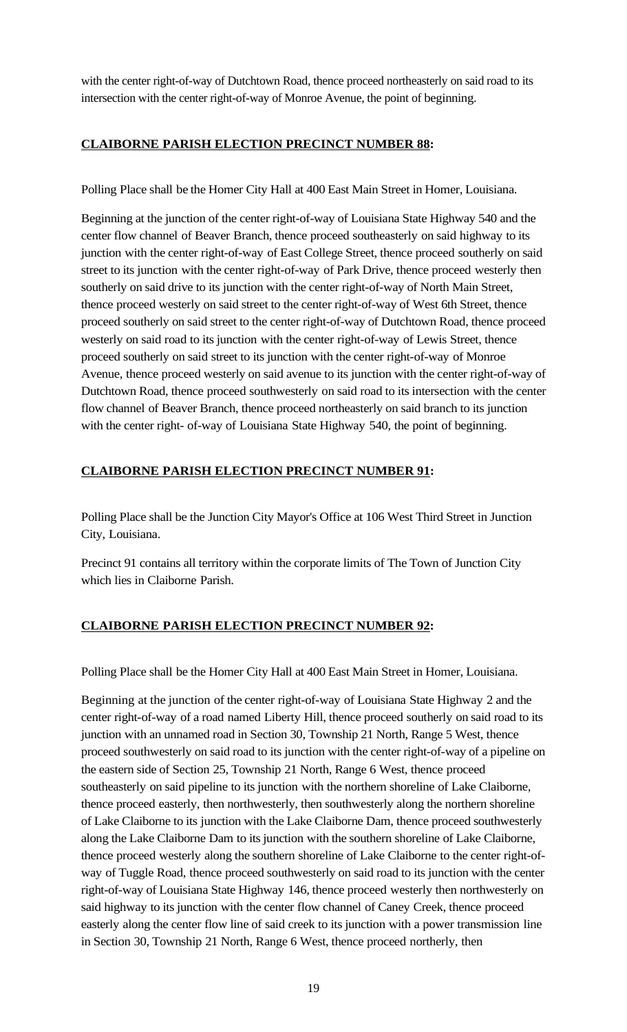with the center right-of-way of Dutchtown Road, thence proceed northeasterly on said road to its intersection with the center right-of-way of Monroe Avenue, the point of beginning.

**CLAIBORNE PARISH ELECTION PRECINCT NUMBER 88:**

Polling Place shall be the Homer City Hall at 400 East Main Street in Homer, Louisiana.

Beginning at the junction of the center right-of-way of Louisiana State Highway 540 and the center flow channel of Beaver Branch, thence proceed southeasterly on said highway to its junction with the center right-of-way of East College Street, thence proceed southerly on said street to its junction with the center right-of-way of Park Drive, thence proceed westerly then southerly on said drive to its junction with the center right-of-way of North Main Street, thence proceed westerly on said street to the center right-of-way of West 6th Street, thence proceed southerly on said street to the center right-of-way of Dutchtown Road, thence proceed westerly on said road to its junction with the center right-of-way of Lewis Street, thence proceed southerly on said street to its junction with the center right-of-way of Monroe Avenue, thence proceed westerly on said avenue to its junction with the center right-of-way of Dutchtown Road, thence proceed southwesterly on said road to its intersection with the center flow channel of Beaver Branch, thence proceed northeasterly on said branch to its junction with the center right- of-way of Louisiana State Highway 540, the point of beginning.

**CLAIBORNE PARISH ELECTION PRECINCT NUMBER 91:**

Polling Place shall be the Junction City Mayor's Office at 106 West Third Street in Junction City, Louisiana.

Precinct 91 contains all territory within the corporate limits of The Town of Junction City which lies in Claiborne Parish.

**CLAIBORNE PARISH ELECTION PRECINCT NUMBER 92:**

Polling Place shall be the Homer City Hall at 400 East Main Street in Homer, Louisiana.

Beginning at the junction of the center right-of-way of Louisiana State Highway 2 and the center right-of-way of a road named Liberty Hill, thence proceed southerly on said road to its junction with an unnamed road in Section 30, Township 21 North, Range 5 West, thence proceed southwesterly on said road to its junction with the center right-of-way of a pipeline on the eastern side of Section 25, Township 21 North, Range 6 West, thence proceed southeasterly on said pipeline to its junction with the northern shoreline of Lake Claiborne, thence proceed easterly, then northwesterly, then southwesterly along the northern shoreline of Lake Claiborne to its junction with the Lake Claiborne Dam, thence proceed southwesterly along the Lake Claiborne Dam to its junction with the southern shoreline of Lake Claiborne, thence proceed westerly along the southern shoreline of Lake Claiborne to the center right-of-way of Tuggle Road, thence proceed southwesterly on said road to its junction with the center right-of-way of Louisiana State Highway 146, thence proceed westerly then northwesterly on said highway to its junction with the center flow channel of Caney Creek, thence proceed easterly along the center flow line of said creek to its junction with a power transmission line in Section 30, Township 21 North, Range 6 West, thence proceed northerly, then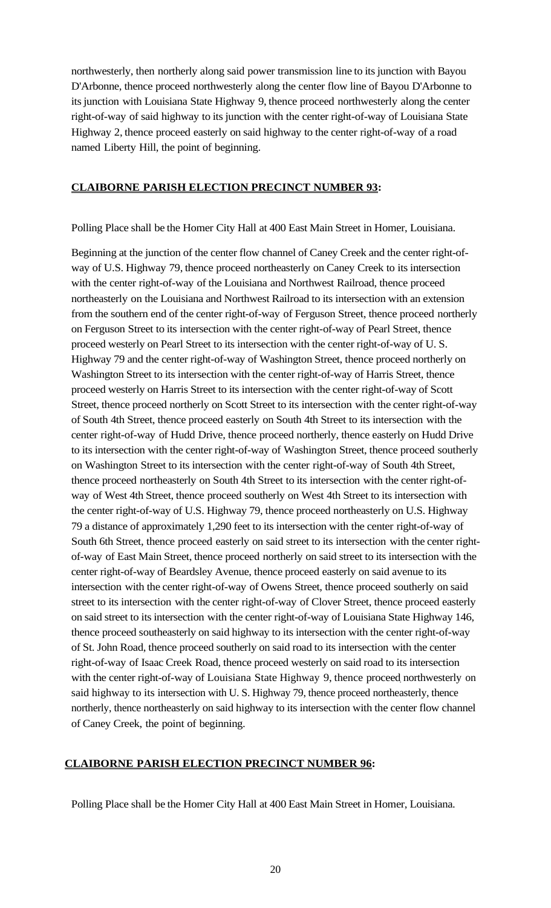northwesterly, then northerly along said power transmission line to its junction with Bayou D'Arbonne, thence proceed northwesterly along the center flow line of Bayou D'Arbonne to its junction with Louisiana State Highway 9, thence proceed northwesterly along the center right-of-way of said highway to its junction with the center right-of-way of Louisiana State Highway 2, thence proceed easterly on said highway to the center right-of-way of a road named Liberty Hill, the point of beginning.

**CLAIBORNE PARISH ELECTION PRECINCT NUMBER 93:**

Polling Place shall be the Homer City Hall at 400 East Main Street in Homer, Louisiana.

Beginning at the junction of the center flow channel of Caney Creek and the center right-of-way of U.S. Highway 79, thence proceed northeasterly on Caney Creek to its intersection with the center right-of-way of the Louisiana and Northwest Railroad, thence proceed northeasterly on the Louisiana and Northwest Railroad to its intersection with an extension from the southern end of the center right-of-way of Ferguson Street, thence proceed northerly on Ferguson Street to its intersection with the center right-of-way of Pearl Street, thence proceed westerly on Pearl Street to its intersection with the center right-of-way of U. S. Highway 79 and the center right-of-way of Washington Street, thence proceed northerly on Washington Street to its intersection with the center right-of-way of Harris Street, thence proceed westerly on Harris Street to its intersection with the center right-of-way of Scott Street, thence proceed northerly on Scott Street to its intersection with the center right-of-way of South 4th Street, thence proceed easterly on South 4th Street to its intersection with the center right-of-way of Hudd Drive, thence proceed northerly, thence easterly on Hudd Drive to its intersection with the center right-of-way of Washington Street, thence proceed southerly on Washington Street to its intersection with the center right-of-way of South 4th Street, thence proceed northeasterly on South 4th Street to its intersection with the center right-of-way of West 4th Street, thence proceed southerly on West 4th Street to its intersection with the center right-of-way of U.S. Highway 79, thence proceed northeasterly on U.S. Highway 79 a distance of approximately 1,290 feet to its intersection with the center right-of-way of South 6th Street, thence proceed easterly on said street to its intersection with the center right-of-way of East Main Street, thence proceed northerly on said street to its intersection with the center right-of-way of Beardsley Avenue, thence proceed easterly on said avenue to its intersection with the center right-of-way of Owens Street, thence proceed southerly on said street to its intersection with the center right-of-way of Clover Street, thence proceed easterly on said street to its intersection with the center right-of-way of Louisiana State Highway 146, thence proceed southeasterly on said highway to its intersection with the center right-of-way of St. John Road, thence proceed southerly on said road to its intersection with the center right-of-way of Isaac Creek Road, thence proceed westerly on said road to its intersection with the center right-of-way of Louisiana State Highway 9, thence proceed northwesterly on said highway to its intersection with U. S. Highway 79, thence proceed northeasterly, thence northerly, thence northeasterly on said highway to its intersection with the center flow channel of Caney Creek, the point of beginning.

**CLAIBORNE PARISH ELECTION PRECINCT NUMBER 96:**

Polling Place shall be the Homer City Hall at 400 East Main Street in Homer, Louisiana.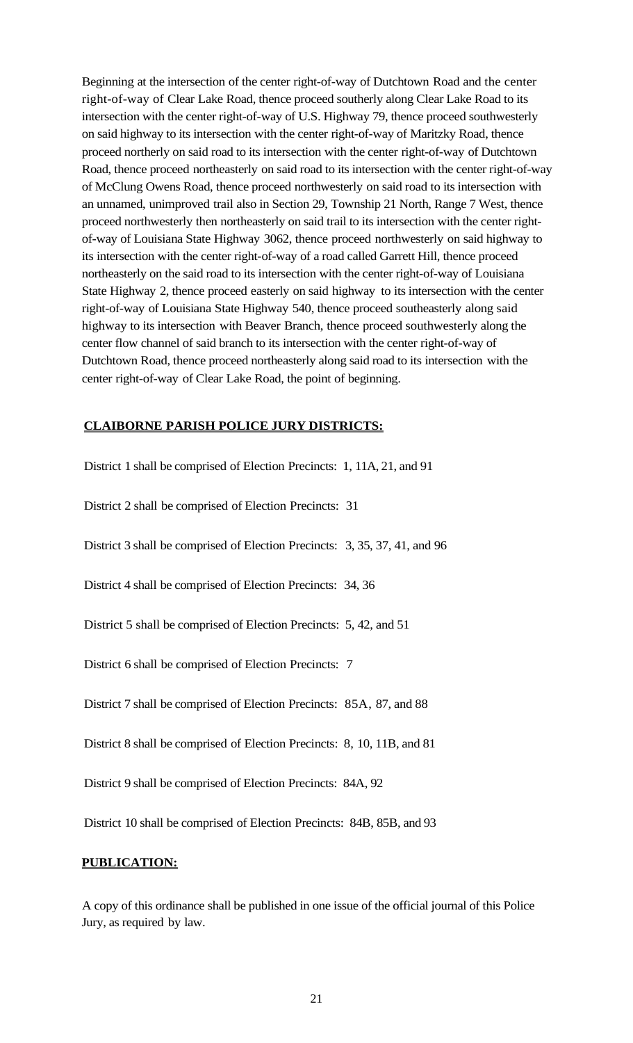Beginning at the intersection of the center right-of-way of Dutchtown Road and the center right-of-way of Clear Lake Road, thence proceed southerly along Clear Lake Road to its intersection with the center right-of-way of U.S. Highway 79, thence proceed southwesterly on said highway to its intersection with the center right-of-way of Maritzky Road, thence proceed northerly on said road to its intersection with the center right-of-way of Dutchtown Road, thence proceed northeasterly on said road to its intersection with the center right-of-way of McClung Owens Road, thence proceed northwesterly on said road to its intersection with an unnamed, unimproved trail also in Section 29, Township 21 North, Range 7 West, thence proceed northwesterly then northeasterly on said trail to its intersection with the center right-of-way of Louisiana State Highway 3062, thence proceed northwesterly on said highway to its intersection with the center right-of-way of a road called Garrett Hill, thence proceed northeasterly on the said road to its intersection with the center right-of-way of Louisiana State Highway 2, thence proceed easterly on said highway to its intersection with the center right-of-way of Louisiana State Highway 540, thence proceed southeasterly along said highway to its intersection with Beaver Branch, thence proceed southwesterly along the center flow channel of said branch to its intersection with the center right-of-way of Dutchtown Road, thence proceed northeasterly along said road to its intersection with the center right-of-way of Clear Lake Road, the point of beginning.

**CLAIBORNE PARISH POLICE JURY DISTRICTS:**

District 1 shall be comprised of Election Precincts: 1, 11A, 21, and 91

District 2 shall be comprised of Election Precincts: 31

District 3 shall be comprised of Election Precincts: 3, 35, 37, 41, and 96

District 4 shall be comprised of Election Precincts: 34, 36

District 5 shall be comprised of Election Precincts: 5, 42, and 51

District 6 shall be comprised of Election Precincts: 7

District 7 shall be comprised of Election Precincts: 85A, 87, and 88

District 8 shall be comprised of Election Precincts: 8, 10, 11B, and 81

District 9 shall be comprised of Election Precincts: 84A, 92

District 10 shall be comprised of Election Precincts: 84B, 85B, and 93

**PUBLICATION:**

A copy of this ordinance shall be published in one issue of the official journal of this Police Jury, as required by law.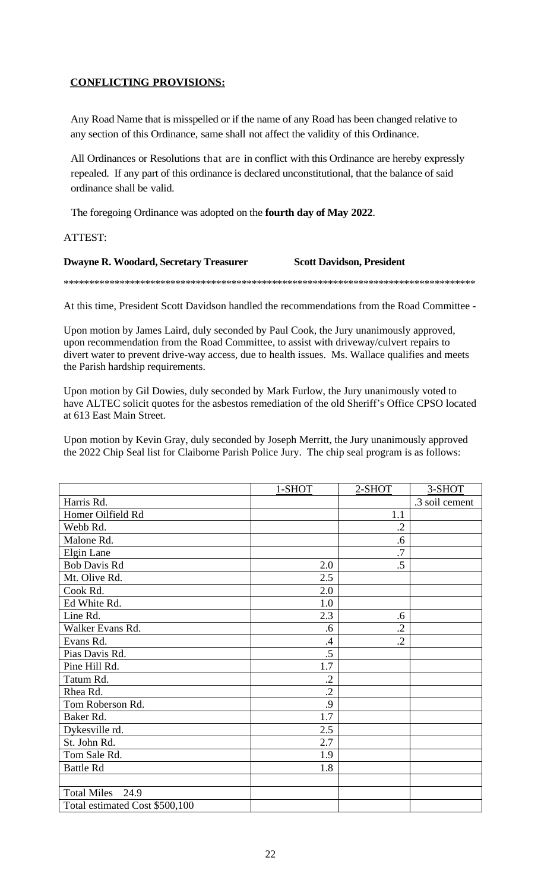**CONFLICTING PROVISIONS:**

Any Road Name that is misspelled or if the name of any Road has been changed relative to any section of this Ordinance, same shall not affect the validity of this Ordinance.

All Ordinances or Resolutions that are in conflict with this Ordinance are hereby expressly repealed. If any part of this ordinance is declared unconstitutional, that the balance of said ordinance shall be valid.

The foregoing Ordinance was adopted on the **fourth day of May 2022**.

ATTEST:

**Dwayne R. Woodard, Secretary Treasurer** **Scott Davidson, President**

************************************************************************************

At this time, President Scott Davidson handled the recommendations from the Road Committee -

Upon motion by James Laird, duly seconded by Paul Cook, the Jury unanimously approved, upon recommendation from the Road Committee, to assist with driveway/culvert repairs to divert water to prevent drive-way access, due to health issues. Ms. Wallace qualifies and meets the Parish hardship requirements.

Upon motion by Gil Dowies, duly seconded by Mark Furlow, the Jury unanimously voted to have ALTEC solicit quotes for the asbestos remediation of the old Sheriff's Office CPSO located at 613 East Main Street.

Upon motion by Kevin Gray, duly seconded by Joseph Merritt, the Jury unanimously approved the 2022 Chip Seal list for Claiborne Parish Police Jury. The chip seal program is as follows:

| | 1-SHOT | 2-SHOT | 3-SHOT |
|---|---|---|---|
| Harris Rd. | | | .3 soil cement |
| Homer Oilfield Rd | | 1.1 | |
| Webb Rd. | | .2 | |
| Malone Rd. | | .6 | |
| Elgin Lane | | .7 | |
| Bob Davis Rd | 2.0 | .5 | |
| Mt. Olive Rd. | 2.5 | | |
| Cook Rd. | 2.0 | | |
| Ed White Rd. | 1.0 | | |
| Line Rd. | 2.3 | .6 | |
| Walker Evans Rd. | .6 | .2 | |
| Evans Rd. | .4 | .2 | |
| Pias Davis Rd. | .5 | | |
| Pine Hill Rd. | 1.7 | | |
| Tatum Rd. | .2 | | |
| Rhea Rd. | .2 | | |
| Tom Roberson Rd. | .9 | | |
| Baker Rd. | 1.7 | | |
| Dykesville rd. | 2.5 | | |
| St. John Rd. | 2.7 | | |
| Tom Sale Rd. | 1.9 | | |
| Battle Rd | 1.8 | | |
| | | | |
| Total Miles 24.9 | | | |
| Total estimated Cost $500,100 | | | |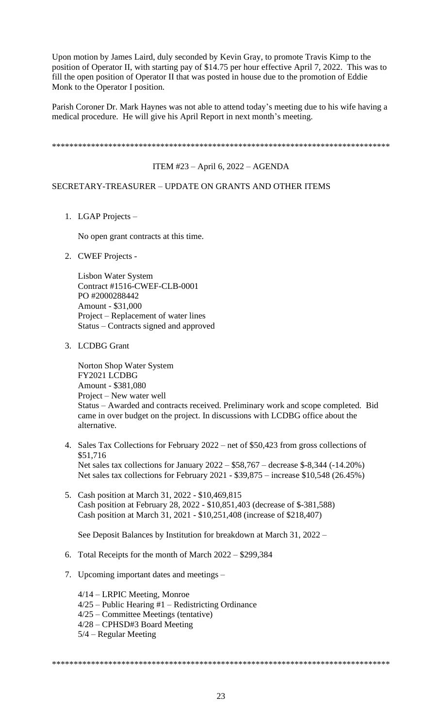Upon motion by James Laird, duly seconded by Kevin Gray, to promote Travis Kimp to the position of Operator II, with starting pay of $14.75 per hour effective April 7, 2022. This was to fill the open position of Operator II that was posted in house due to the promotion of Eddie Monk to the Operator I position.

Parish Coroner Dr. Mark Haynes was not able to attend today's meeting due to his wife having a medical procedure. He will give his April Report in next month's meeting.

*******************************************************************************

ITEM #23 – April 6, 2022 – AGENDA

SECRETARY-TREASURER – UPDATE ON GRANTS AND OTHER ITEMS

1. LGAP Projects –

   No open grant contracts at this time.

2. CWEF Projects -

   Lisbon Water System
   Contract #1516-CWEF-CLB-0001
   PO #2000288442
   Amount - $31,000
   Project – Replacement of water lines
   Status – Contracts signed and approved

3. LCDBG Grant

   Norton Shop Water System
   FY2021 LCDBG
   Amount - $381,080
   Project – New water well
   Status – Awarded and contracts received. Preliminary work and scope completed. Bid came in over budget on the project. In discussions with LCDBG office about the alternative.

4. Sales Tax Collections for February 2022 – net of $50,423 from gross collections of $51,716
   Net sales tax collections for January 2022 – $58,767 – decrease $-8,344 (-14.20%)
   Net sales tax collections for February 2021 - $39,875 – increase $10,548 (26.45%)

5. Cash position at March 31, 2022 - $10,469,815
   Cash position at February 28, 2022 - $10,851,403 (decrease of $-381,588)
   Cash position at March 31, 2021 - $10,251,408 (increase of $218,407)

   See Deposit Balances by Institution for breakdown at March 31, 2022 –

6. Total Receipts for the month of March 2022 – $299,384

7. Upcoming important dates and meetings –

   4/14 – LRPIC Meeting, Monroe
   4/25 – Public Hearing #1 – Redistricting Ordinance
   4/25 – Committee Meetings (tentative)
   4/28 – CPHSD#3 Board Meeting
   5/4 – Regular Meeting

*******************************************************************************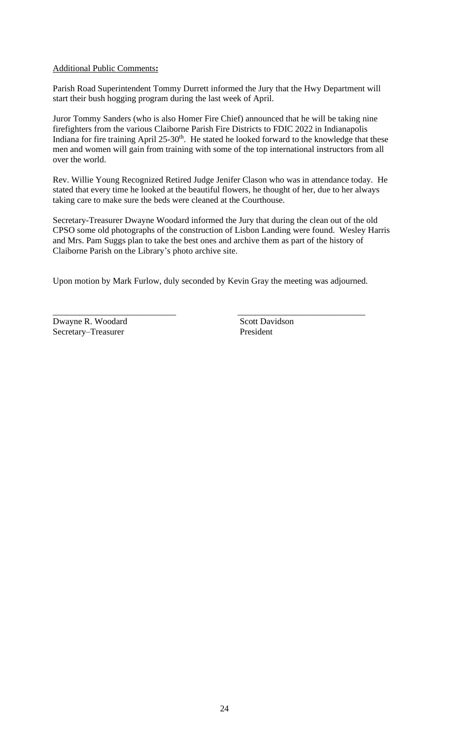Additional Public Comments**:**

Parish Road Superintendent Tommy Durrett informed the Jury that the Hwy Department will start their bush hogging program during the last week of April.

Juror Tommy Sanders (who is also Homer Fire Chief) announced that he will be taking nine firefighters from the various Claiborne Parish Fire Districts to FDIC 2022 in Indianapolis Indiana for fire training April 25-30th. He stated he looked forward to the knowledge that these men and women will gain from training with some of the top international instructors from all over the world.

Rev. Willie Young Recognized Retired Judge Jenifer Clason who was in attendance today. He stated that every time he looked at the beautiful flowers, he thought of her, due to her always taking care to make sure the beds were cleaned at the Courthouse.

Secretary-Treasurer Dwayne Woodard informed the Jury that during the clean out of the old CPSO some old photographs of the construction of Lisbon Landing were found. Wesley Harris and Mrs. Pam Suggs plan to take the best ones and archive them as part of the history of Claiborne Parish on the Library's photo archive site.

Upon motion by Mark Furlow, duly seconded by Kevin Gray the meeting was adjourned.

| | |
|---|---|
| ___________________________ | ___________________________ |
| Dwayne R. Woodard | Scott Davidson |
| Secretary–Treasurer | President |